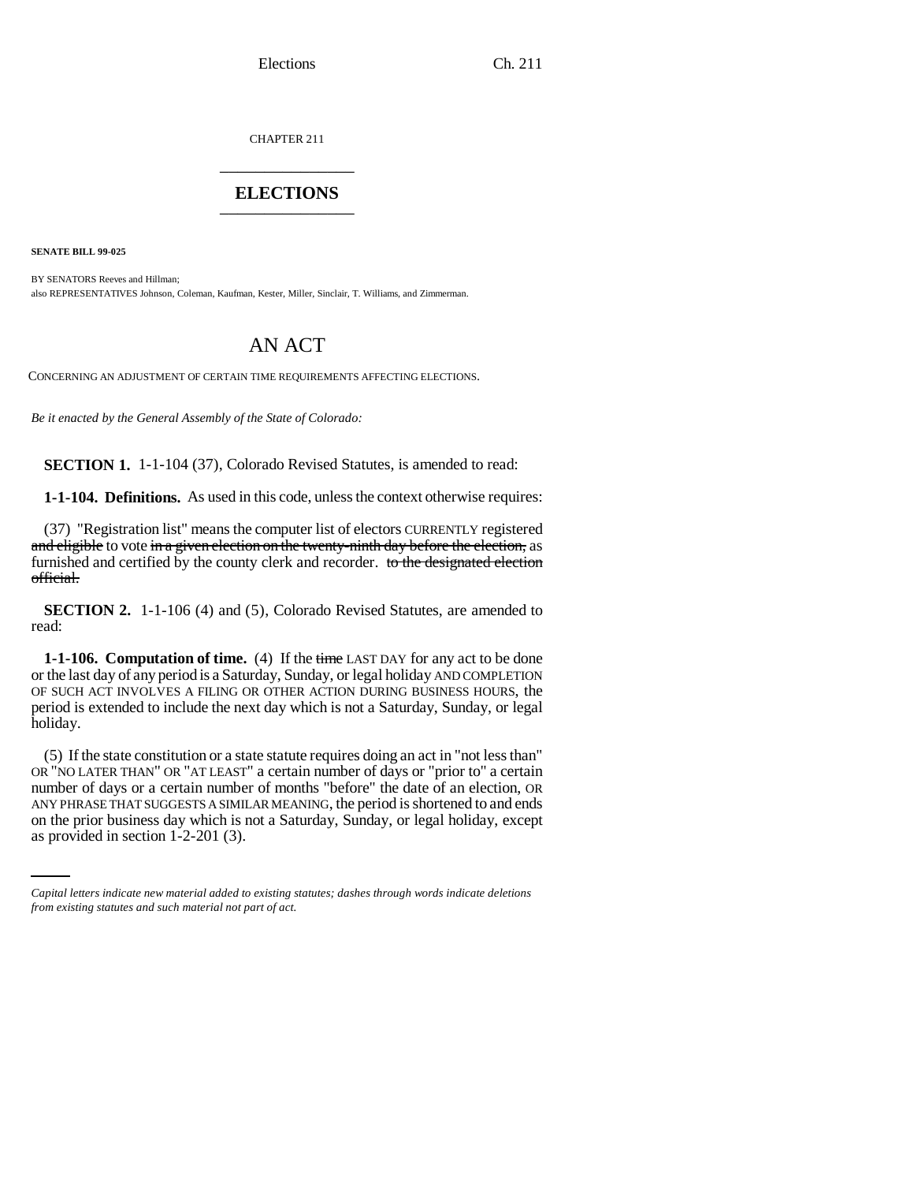CHAPTER 211

# ELECTIONS

**SENATE BILL 99-025**

BY SENATORS Reeves and Hillman;
also REPRESENTATIVES Johnson, Coleman, Kaufman, Kester, Miller, Sinclair, T. Williams, and Zimmerman.

# AN ACT

CONCERNING AN ADJUSTMENT OF CERTAIN TIME REQUIREMENTS AFFECTING ELECTIONS.

*Be it enacted by the General Assembly of the State of Colorado:*

**SECTION 1.** 1-1-104 (37), Colorado Revised Statutes, is amended to read:

**1-1-104. Definitions.** As used in this code, unless the context otherwise requires:

(37) "Registration list" means the computer list of electors CURRENTLY registered ~~and eligible~~ to vote ~~in a given election on the twenty-ninth day before the election,~~ as furnished and certified by the county clerk and recorder. ~~to the designated election official.~~

**SECTION 2.** 1-1-106 (4) and (5), Colorado Revised Statutes, are amended to read:

**1-1-106. Computation of time.** (4) If the ~~time~~ LAST DAY for any act to be done or the last day of any period is a Saturday, Sunday, or legal holiday AND COMPLETION OF SUCH ACT INVOLVES A FILING OR OTHER ACTION DURING BUSINESS HOURS, the period is extended to include the next day which is not a Saturday, Sunday, or legal holiday.

(5) If the state constitution or a state statute requires doing an act in "not less than" OR "NO LATER THAN" OR "AT LEAST" a certain number of days or "prior to" a certain number of days or a certain number of months "before" the date of an election, OR ANY PHRASE THAT SUGGESTS A SIMILAR MEANING, the period is shortened to and ends on the prior business day which is not a Saturday, Sunday, or legal holiday, except as provided in section 1-2-201 (3).

*Capital letters indicate new material added to existing statutes; dashes through words indicate deletions from existing statutes and such material not part of act.*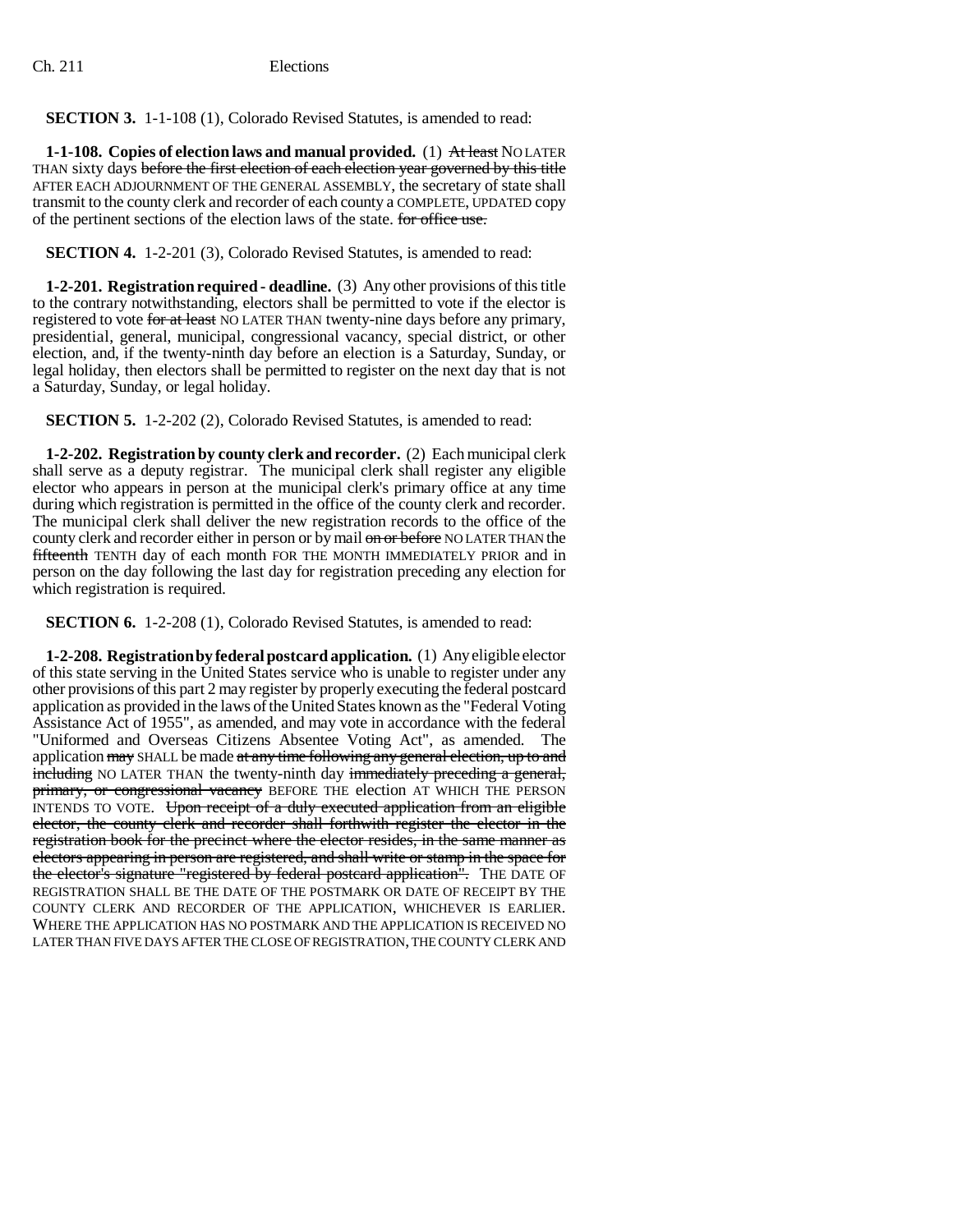**SECTION 3.** 1-1-108 (1), Colorado Revised Statutes, is amended to read:

**1-1-108. Copies of election laws and manual provided.** (1) ~~At least~~ NO LATER THAN sixty days ~~before the first election of each election year governed by this title~~ AFTER EACH ADJOURNMENT OF THE GENERAL ASSEMBLY, the secretary of state shall transmit to the county clerk and recorder of each county a COMPLETE, UPDATED copy of the pertinent sections of the election laws of the state. ~~for office use.~~

**SECTION 4.** 1-2-201 (3), Colorado Revised Statutes, is amended to read:

**1-2-201. Registration required - deadline.** (3) Any other provisions of this title to the contrary notwithstanding, electors shall be permitted to vote if the elector is registered to vote ~~for at least~~ NO LATER THAN twenty-nine days before any primary, presidential, general, municipal, congressional vacancy, special district, or other election, and, if the twenty-ninth day before an election is a Saturday, Sunday, or legal holiday, then electors shall be permitted to register on the next day that is not a Saturday, Sunday, or legal holiday.

**SECTION 5.** 1-2-202 (2), Colorado Revised Statutes, is amended to read:

**1-2-202. Registration by county clerk and recorder.** (2) Each municipal clerk shall serve as a deputy registrar. The municipal clerk shall register any eligible elector who appears in person at the municipal clerk's primary office at any time during which registration is permitted in the office of the county clerk and recorder. The municipal clerk shall deliver the new registration records to the office of the county clerk and recorder either in person or by mail ~~on or before~~ NO LATER THAN the ~~fifteenth~~ TENTH day of each month FOR THE MONTH IMMEDIATELY PRIOR and in person on the day following the last day for registration preceding any election for which registration is required.

**SECTION 6.** 1-2-208 (1), Colorado Revised Statutes, is amended to read:

**1-2-208. Registration by federal postcard application.** (1) Any eligible elector of this state serving in the United States service who is unable to register under any other provisions of this part 2 may register by properly executing the federal postcard application as provided in the laws of the United States known as the "Federal Voting Assistance Act of 1955", as amended, and may vote in accordance with the federal "Uniformed and Overseas Citizens Absentee Voting Act", as amended. The application ~~may~~ SHALL be made ~~at any time following any general election, up to and including~~ NO LATER THAN the twenty-ninth day ~~immediately preceding a general, primary, or congressional vacancy~~ BEFORE THE election AT WHICH THE PERSON INTENDS TO VOTE. ~~Upon receipt of a duly executed application from an eligible elector, the county clerk and recorder shall forthwith register the elector in the registration book for the precinct where the elector resides, in the same manner as electors appearing in person are registered, and shall write or stamp in the space for the elector's signature "registered by federal postcard application".~~ THE DATE OF REGISTRATION SHALL BE THE DATE OF THE POSTMARK OR DATE OF RECEIPT BY THE COUNTY CLERK AND RECORDER OF THE APPLICATION, WHICHEVER IS EARLIER. WHERE THE APPLICATION HAS NO POSTMARK AND THE APPLICATION IS RECEIVED NO LATER THAN FIVE DAYS AFTER THE CLOSE OF REGISTRATION, THE COUNTY CLERK AND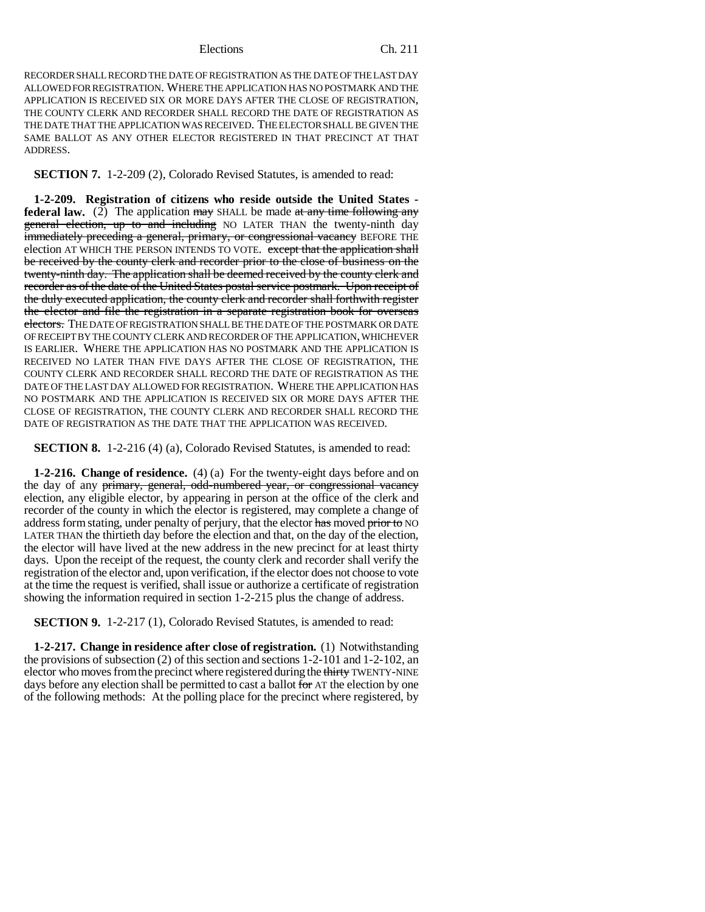RECORDER SHALL RECORD THE DATE OF REGISTRATION AS THE DATE OF THE LAST DAY ALLOWED FOR REGISTRATION. WHERE THE APPLICATION HAS NO POSTMARK AND THE APPLICATION IS RECEIVED SIX OR MORE DAYS AFTER THE CLOSE OF REGISTRATION, THE COUNTY CLERK AND RECORDER SHALL RECORD THE DATE OF REGISTRATION AS THE DATE THAT THE APPLICATION WAS RECEIVED. THE ELECTOR SHALL BE GIVEN THE SAME BALLOT AS ANY OTHER ELECTOR REGISTERED IN THAT PRECINCT AT THAT ADDRESS.

**SECTION 7.** 1-2-209 (2), Colorado Revised Statutes, is amended to read:

**1-2-209. Registration of citizens who reside outside the United States - federal law.** (2) The application ~~may~~ SHALL be made ~~at any time following any general election, up to and including~~ NO LATER THAN the twenty-ninth day ~~immediately preceding a general, primary, or congressional vacancy~~ BEFORE THE election AT WHICH THE PERSON INTENDS TO VOTE. ~~except that the application shall be received by the county clerk and recorder prior to the close of business on the twenty-ninth day. The application shall be deemed received by the county clerk and recorder as of the date of the United States postal service postmark. Upon receipt of the duly executed application, the county clerk and recorder shall forthwith register the elector and file the registration in a separate registration book for overseas electors.~~ THE DATE OF REGISTRATION SHALL BE THE DATE OF THE POSTMARK OR DATE OF RECEIPT BY THE COUNTY CLERK AND RECORDER OF THE APPLICATION, WHICHEVER IS EARLIER. WHERE THE APPLICATION HAS NO POSTMARK AND THE APPLICATION IS RECEIVED NO LATER THAN FIVE DAYS AFTER THE CLOSE OF REGISTRATION, THE COUNTY CLERK AND RECORDER SHALL RECORD THE DATE OF REGISTRATION AS THE DATE OF THE LAST DAY ALLOWED FOR REGISTRATION. WHERE THE APPLICATION HAS NO POSTMARK AND THE APPLICATION IS RECEIVED SIX OR MORE DAYS AFTER THE CLOSE OF REGISTRATION, THE COUNTY CLERK AND RECORDER SHALL RECORD THE DATE OF REGISTRATION AS THE DATE THAT THE APPLICATION WAS RECEIVED.

**SECTION 8.** 1-2-216 (4) (a), Colorado Revised Statutes, is amended to read:

**1-2-216. Change of residence.** (4) (a) For the twenty-eight days before and on the day of any ~~primary, general, odd-numbered year, or congressional vacancy~~ election, any eligible elector, by appearing in person at the office of the clerk and recorder of the county in which the elector is registered, may complete a change of address form stating, under penalty of perjury, that the elector ~~has~~ moved ~~prior to~~ NO LATER THAN the thirtieth day before the election and that, on the day of the election, the elector will have lived at the new address in the new precinct for at least thirty days. Upon the receipt of the request, the county clerk and recorder shall verify the registration of the elector and, upon verification, if the elector does not choose to vote at the time the request is verified, shall issue or authorize a certificate of registration showing the information required in section 1-2-215 plus the change of address.

**SECTION 9.** 1-2-217 (1), Colorado Revised Statutes, is amended to read:

**1-2-217. Change in residence after close of registration.** (1) Notwithstanding the provisions of subsection (2) of this section and sections 1-2-101 and 1-2-102, an elector who moves from the precinct where registered during the ~~thirty~~ TWENTY-NINE days before any election shall be permitted to cast a ballot ~~for~~ AT the election by one of the following methods: At the polling place for the precinct where registered, by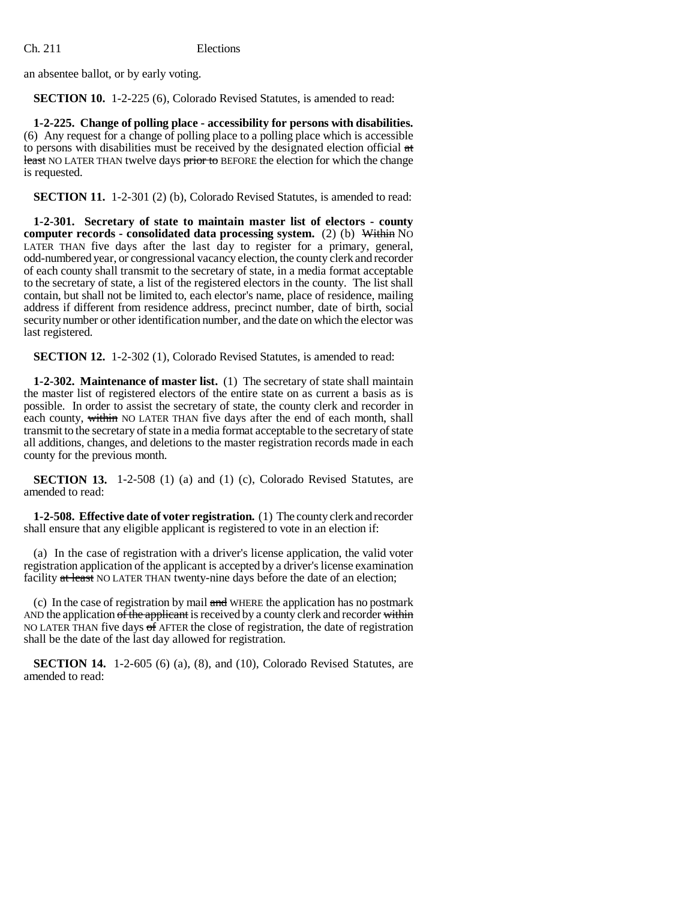an absentee ballot, or by early voting.

**SECTION 10.** 1-2-225 (6), Colorado Revised Statutes, is amended to read:

**1-2-225. Change of polling place - accessibility for persons with disabilities.** (6) Any request for a change of polling place to a polling place which is accessible to persons with disabilities must be received by the designated election official ~~at least~~ NO LATER THAN twelve days ~~prior to~~ BEFORE the election for which the change is requested.

**SECTION 11.** 1-2-301 (2) (b), Colorado Revised Statutes, is amended to read:

**1-2-301. Secretary of state to maintain master list of electors - county computer records - consolidated data processing system.** (2) (b) ~~Within~~ NO LATER THAN five days after the last day to register for a primary, general, odd-numbered year, or congressional vacancy election, the county clerk and recorder of each county shall transmit to the secretary of state, in a media format acceptable to the secretary of state, a list of the registered electors in the county. The list shall contain, but shall not be limited to, each elector's name, place of residence, mailing address if different from residence address, precinct number, date of birth, social security number or other identification number, and the date on which the elector was last registered.

**SECTION 12.** 1-2-302 (1), Colorado Revised Statutes, is amended to read:

**1-2-302. Maintenance of master list.** (1) The secretary of state shall maintain the master list of registered electors of the entire state on as current a basis as is possible. In order to assist the secretary of state, the county clerk and recorder in each county, ~~within~~ NO LATER THAN five days after the end of each month, shall transmit to the secretary of state in a media format acceptable to the secretary of state all additions, changes, and deletions to the master registration records made in each county for the previous month.

**SECTION 13.** 1-2-508 (1) (a) and (1) (c), Colorado Revised Statutes, are amended to read:

**1-2-508. Effective date of voter registration.** (1) The county clerk and recorder shall ensure that any eligible applicant is registered to vote in an election if:

(a) In the case of registration with a driver's license application, the valid voter registration application of the applicant is accepted by a driver's license examination facility ~~at least~~ NO LATER THAN twenty-nine days before the date of an election;

(c) In the case of registration by mail ~~and~~ WHERE the application has no postmark AND the application ~~of the applicant~~ is received by a county clerk and recorder ~~within~~ NO LATER THAN five days ~~of~~ AFTER the close of registration, the date of registration shall be the date of the last day allowed for registration.

**SECTION 14.** 1-2-605 (6) (a), (8), and (10), Colorado Revised Statutes, are amended to read: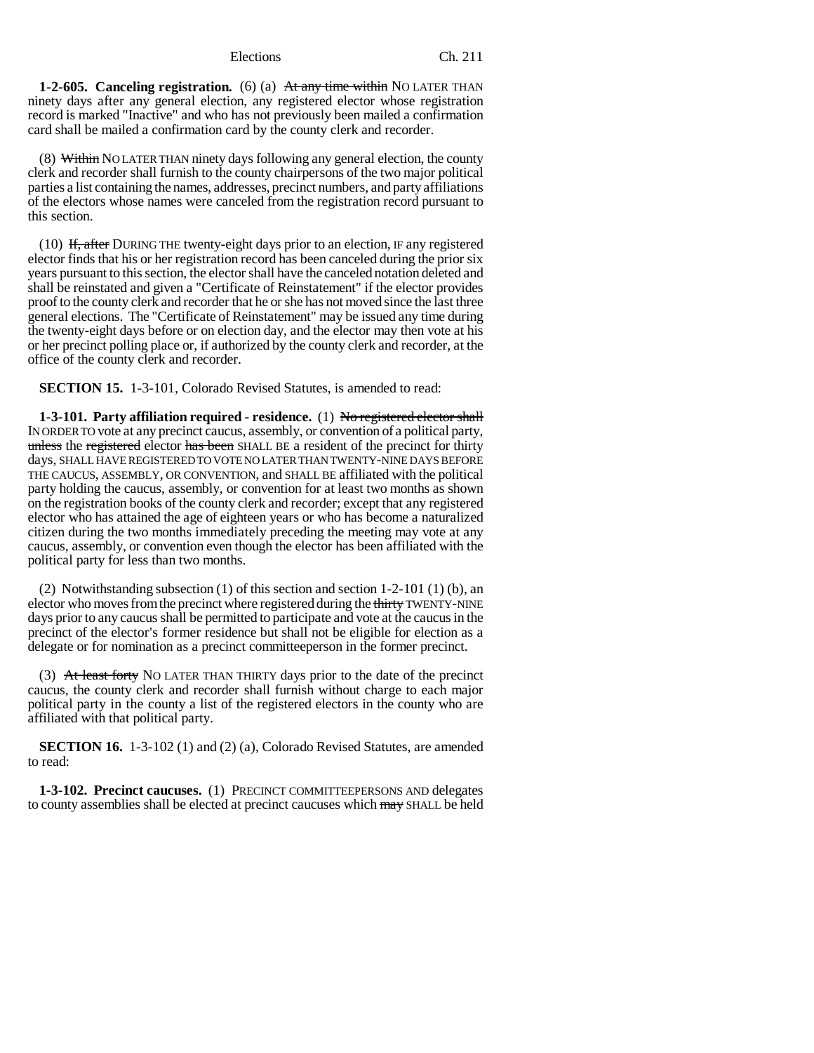**1-2-605. Canceling registration.** (6) (a) ~~At any time within~~ NO LATER THAN ninety days after any general election, any registered elector whose registration record is marked "Inactive" and who has not previously been mailed a confirmation card shall be mailed a confirmation card by the county clerk and recorder.

(8) ~~Within~~ NO LATER THAN ninety days following any general election, the county clerk and recorder shall furnish to the county chairpersons of the two major political parties a list containing the names, addresses, precinct numbers, and party affiliations of the electors whose names were canceled from the registration record pursuant to this section.

(10) ~~If, after~~ DURING THE twenty-eight days prior to an election, IF any registered elector finds that his or her registration record has been canceled during the prior six years pursuant to this section, the elector shall have the canceled notation deleted and shall be reinstated and given a "Certificate of Reinstatement" if the elector provides proof to the county clerk and recorder that he or she has not moved since the last three general elections. The "Certificate of Reinstatement" may be issued any time during the twenty-eight days before or on election day, and the elector may then vote at his or her precinct polling place or, if authorized by the county clerk and recorder, at the office of the county clerk and recorder.

**SECTION 15.** 1-3-101, Colorado Revised Statutes, is amended to read:

**1-3-101. Party affiliation required - residence.** (1) ~~No registered elector shall~~ IN ORDER TO vote at any precinct caucus, assembly, or convention of a political party, ~~unless~~ the ~~registered~~ elector ~~has been~~ SHALL BE a resident of the precinct for thirty days, SHALL HAVE REGISTERED TO VOTE NO LATER THAN TWENTY-NINE DAYS BEFORE THE CAUCUS, ASSEMBLY, OR CONVENTION, and SHALL BE affiliated with the political party holding the caucus, assembly, or convention for at least two months as shown on the registration books of the county clerk and recorder; except that any registered elector who has attained the age of eighteen years or who has become a naturalized citizen during the two months immediately preceding the meeting may vote at any caucus, assembly, or convention even though the elector has been affiliated with the political party for less than two months.

(2) Notwithstanding subsection (1) of this section and section 1-2-101 (1) (b), an elector who moves from the precinct where registered during the ~~thirty~~ TWENTY-NINE days prior to any caucus shall be permitted to participate and vote at the caucus in the precinct of the elector's former residence but shall not be eligible for election as a delegate or for nomination as a precinct committeeperson in the former precinct.

(3) ~~At least forty~~ NO LATER THAN THIRTY days prior to the date of the precinct caucus, the county clerk and recorder shall furnish without charge to each major political party in the county a list of the registered electors in the county who are affiliated with that political party.

**SECTION 16.** 1-3-102 (1) and (2) (a), Colorado Revised Statutes, are amended to read:

**1-3-102. Precinct caucuses.** (1) PRECINCT COMMITTEEPERSONS AND delegates to county assemblies shall be elected at precinct caucuses which ~~may~~ SHALL be held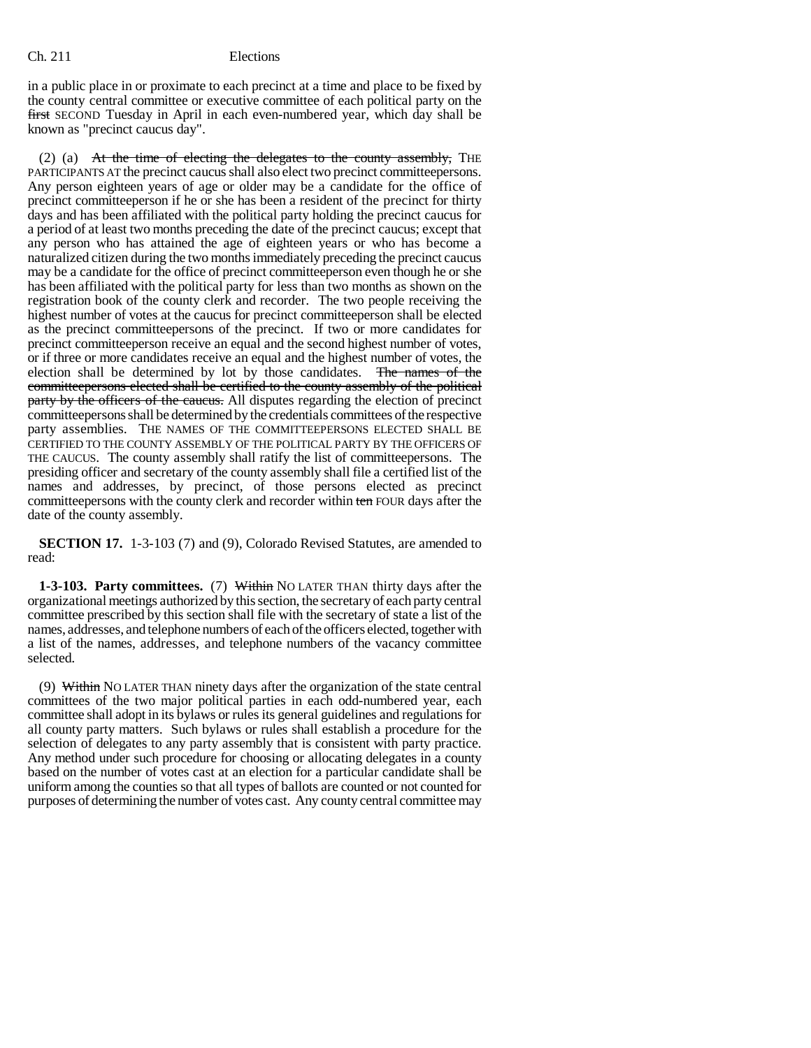in a public place in or proximate to each precinct at a time and place to be fixed by the county central committee or executive committee of each political party on the ~~first~~ SECOND Tuesday in April in each even-numbered year, which day shall be known as "precinct caucus day".

(2) (a) ~~At the time of electing the delegates to the county assembly,~~ THE PARTICIPANTS AT the precinct caucus shall also elect two precinct committeepersons. Any person eighteen years of age or older may be a candidate for the office of precinct committeeperson if he or she has been a resident of the precinct for thirty days and has been affiliated with the political party holding the precinct caucus for a period of at least two months preceding the date of the precinct caucus; except that any person who has attained the age of eighteen years or who has become a naturalized citizen during the two months immediately preceding the precinct caucus may be a candidate for the office of precinct committeeperson even though he or she has been affiliated with the political party for less than two months as shown on the registration book of the county clerk and recorder. The two people receiving the highest number of votes at the caucus for precinct committeeperson shall be elected as the precinct committeepersons of the precinct. If two or more candidates for precinct committeeperson receive an equal and the second highest number of votes, or if three or more candidates receive an equal and the highest number of votes, the election shall be determined by lot by those candidates. ~~The names of the committeepersons elected shall be certified to the county assembly of the political party by the officers of the caucus.~~ All disputes regarding the election of precinct committeepersons shall be determined by the credentials committees of the respective party assemblies. THE NAMES OF THE COMMITTEEPERSONS ELECTED SHALL BE CERTIFIED TO THE COUNTY ASSEMBLY OF THE POLITICAL PARTY BY THE OFFICERS OF THE CAUCUS. The county assembly shall ratify the list of committeepersons. The presiding officer and secretary of the county assembly shall file a certified list of the names and addresses, by precinct, of those persons elected as precinct committeepersons with the county clerk and recorder within ~~ten~~ FOUR days after the date of the county assembly.

**SECTION 17.** 1-3-103 (7) and (9), Colorado Revised Statutes, are amended to read:

**1-3-103. Party committees.** (7) ~~Within~~ NO LATER THAN thirty days after the organizational meetings authorized by this section, the secretary of each party central committee prescribed by this section shall file with the secretary of state a list of the names, addresses, and telephone numbers of each of the officers elected, together with a list of the names, addresses, and telephone numbers of the vacancy committee selected.

(9) ~~Within~~ NO LATER THAN ninety days after the organization of the state central committees of the two major political parties in each odd-numbered year, each committee shall adopt in its bylaws or rules its general guidelines and regulations for all county party matters. Such bylaws or rules shall establish a procedure for the selection of delegates to any party assembly that is consistent with party practice. Any method under such procedure for choosing or allocating delegates in a county based on the number of votes cast at an election for a particular candidate shall be uniform among the counties so that all types of ballots are counted or not counted for purposes of determining the number of votes cast. Any county central committee may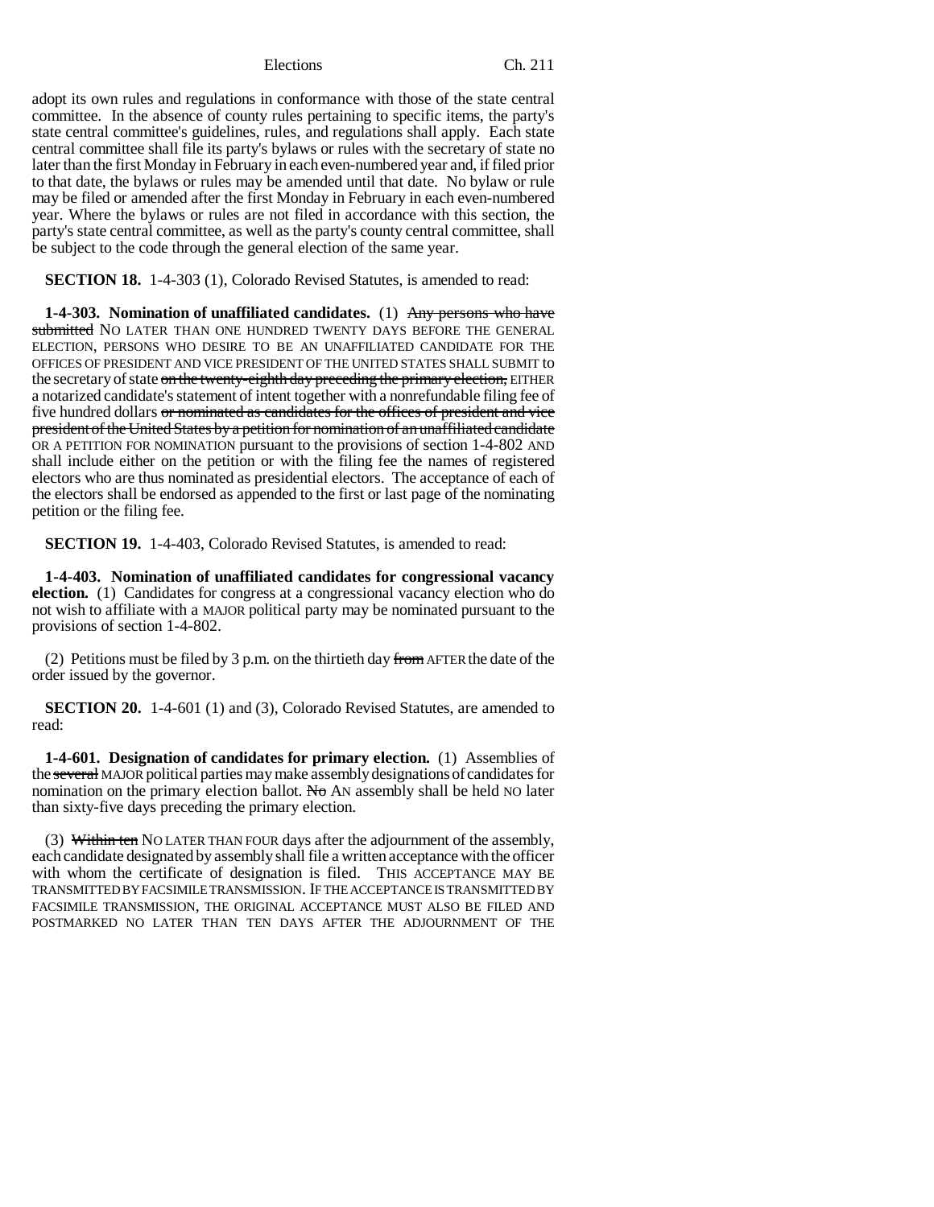adopt its own rules and regulations in conformance with those of the state central committee. In the absence of county rules pertaining to specific items, the party's state central committee's guidelines, rules, and regulations shall apply. Each state central committee shall file its party's bylaws or rules with the secretary of state no later than the first Monday in February in each even-numbered year and, if filed prior to that date, the bylaws or rules may be amended until that date. No bylaw or rule may be filed or amended after the first Monday in February in each even-numbered year. Where the bylaws or rules are not filed in accordance with this section, the party's state central committee, as well as the party's county central committee, shall be subject to the code through the general election of the same year.

**SECTION 18.** 1-4-303 (1), Colorado Revised Statutes, is amended to read:

**1-4-303. Nomination of unaffiliated candidates.** (1) ~~Any persons who have submitted~~ NO LATER THAN ONE HUNDRED TWENTY DAYS BEFORE THE GENERAL ELECTION, PERSONS WHO DESIRE TO BE AN UNAFFILIATED CANDIDATE FOR THE OFFICES OF PRESIDENT AND VICE PRESIDENT OF THE UNITED STATES SHALL SUBMIT to the secretary of state ~~on the twenty-eighth day preceding the primary election,~~ EITHER a notarized candidate's statement of intent together with a nonrefundable filing fee of five hundred dollars ~~or nominated as candidates for the offices of president and vice president of the United States by a petition for nomination of an unaffiliated candidate~~ OR A PETITION FOR NOMINATION pursuant to the provisions of section 1-4-802 AND shall include either on the petition or with the filing fee the names of registered electors who are thus nominated as presidential electors. The acceptance of each of the electors shall be endorsed as appended to the first or last page of the nominating petition or the filing fee.

**SECTION 19.** 1-4-403, Colorado Revised Statutes, is amended to read:

**1-4-403. Nomination of unaffiliated candidates for congressional vacancy election.** (1) Candidates for congress at a congressional vacancy election who do not wish to affiliate with a MAJOR political party may be nominated pursuant to the provisions of section 1-4-802.

(2) Petitions must be filed by 3 p.m. on the thirtieth day ~~from~~ AFTER the date of the order issued by the governor.

**SECTION 20.** 1-4-601 (1) and (3), Colorado Revised Statutes, are amended to read:

**1-4-601. Designation of candidates for primary election.** (1) Assemblies of the ~~several~~ MAJOR political parties may make assembly designations of candidates for nomination on the primary election ballot. ~~No~~ AN assembly shall be held NO later than sixty-five days preceding the primary election.

(3) ~~Within ten~~ NO LATER THAN FOUR days after the adjournment of the assembly, each candidate designated by assembly shall file a written acceptance with the officer with whom the certificate of designation is filed. THIS ACCEPTANCE MAY BE TRANSMITTED BY FACSIMILE TRANSMISSION. IF THE ACCEPTANCE IS TRANSMITTED BY FACSIMILE TRANSMISSION, THE ORIGINAL ACCEPTANCE MUST ALSO BE FILED AND POSTMARKED NO LATER THAN TEN DAYS AFTER THE ADJOURNMENT OF THE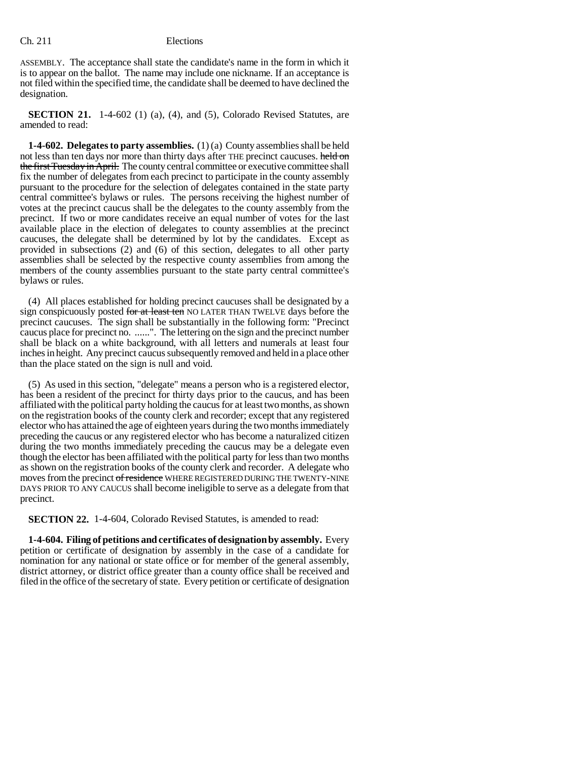ASSEMBLY. The acceptance shall state the candidate's name in the form in which it is to appear on the ballot. The name may include one nickname. If an acceptance is not filed within the specified time, the candidate shall be deemed to have declined the designation.

**SECTION 21.** 1-4-602 (1) (a), (4), and (5), Colorado Revised Statutes, are amended to read:

**1-4-602. Delegates to party assemblies.** (1) (a) County assemblies shall be held not less than ten days nor more than thirty days after THE precinct caucuses. ~~held on the first Tuesday in April.~~ The county central committee or executive committee shall fix the number of delegates from each precinct to participate in the county assembly pursuant to the procedure for the selection of delegates contained in the state party central committee's bylaws or rules. The persons receiving the highest number of votes at the precinct caucus shall be the delegates to the county assembly from the precinct. If two or more candidates receive an equal number of votes for the last available place in the election of delegates to county assemblies at the precinct caucuses, the delegate shall be determined by lot by the candidates. Except as provided in subsections (2) and (6) of this section, delegates to all other party assemblies shall be selected by the respective county assemblies from among the members of the county assemblies pursuant to the state party central committee's bylaws or rules.

(4) All places established for holding precinct caucuses shall be designated by a sign conspicuously posted ~~for at least ten~~ NO LATER THAN TWELVE days before the precinct caucuses. The sign shall be substantially in the following form: "Precinct caucus place for precinct no. ......". The lettering on the sign and the precinct number shall be black on a white background, with all letters and numerals at least four inches in height. Any precinct caucus subsequently removed and held in a place other than the place stated on the sign is null and void.

(5) As used in this section, "delegate" means a person who is a registered elector, has been a resident of the precinct for thirty days prior to the caucus, and has been affiliated with the political party holding the caucus for at least two months, as shown on the registration books of the county clerk and recorder; except that any registered elector who has attained the age of eighteen years during the two months immediately preceding the caucus or any registered elector who has become a naturalized citizen during the two months immediately preceding the caucus may be a delegate even though the elector has been affiliated with the political party for less than two months as shown on the registration books of the county clerk and recorder. A delegate who moves from the precinct ~~of residence~~ WHERE REGISTERED DURING THE TWENTY-NINE DAYS PRIOR TO ANY CAUCUS shall become ineligible to serve as a delegate from that precinct.

**SECTION 22.** 1-4-604, Colorado Revised Statutes, is amended to read:

**1-4-604. Filing of petitions and certificates of designation by assembly.** Every petition or certificate of designation by assembly in the case of a candidate for nomination for any national or state office or for member of the general assembly, district attorney, or district office greater than a county office shall be received and filed in the office of the secretary of state. Every petition or certificate of designation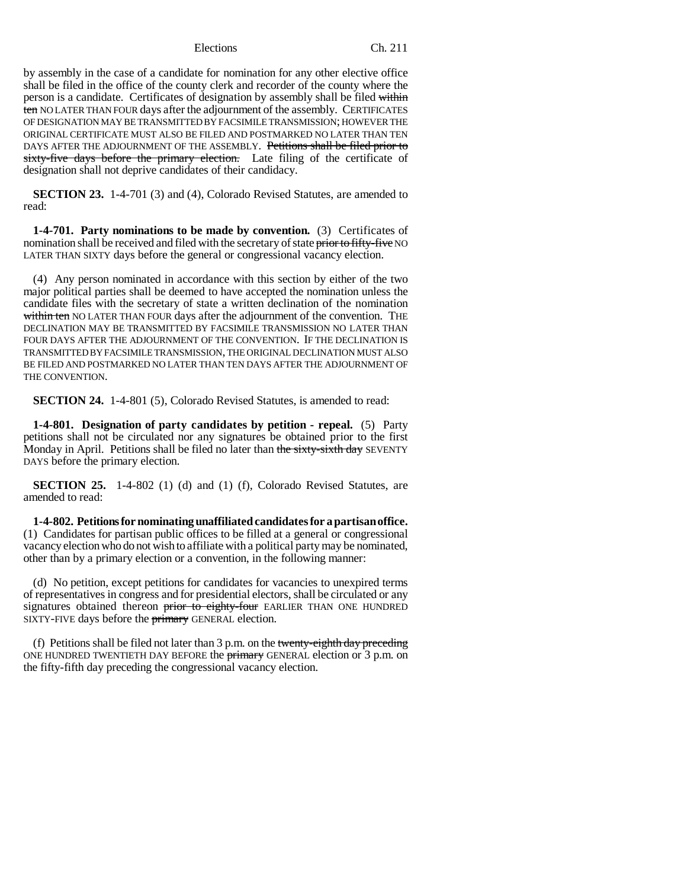by assembly in the case of a candidate for nomination for any other elective office shall be filed in the office of the county clerk and recorder of the county where the person is a candidate. Certificates of designation by assembly shall be filed ~~within ten~~ NO LATER THAN FOUR days after the adjournment of the assembly. CERTIFICATES OF DESIGNATION MAY BE TRANSMITTED BY FACSIMILE TRANSMISSION; HOWEVER THE ORIGINAL CERTIFICATE MUST ALSO BE FILED AND POSTMARKED NO LATER THAN TEN DAYS AFTER THE ADJOURNMENT OF THE ASSEMBLY. ~~Petitions shall be filed prior to sixty-five days before the primary election.~~ Late filing of the certificate of designation shall not deprive candidates of their candidacy.

**SECTION 23.** 1-4-701 (3) and (4), Colorado Revised Statutes, are amended to read:

**1-4-701. Party nominations to be made by convention.** (3) Certificates of nomination shall be received and filed with the secretary of state ~~prior to fifty-five~~ NO LATER THAN SIXTY days before the general or congressional vacancy election.

(4) Any person nominated in accordance with this section by either of the two major political parties shall be deemed to have accepted the nomination unless the candidate files with the secretary of state a written declination of the nomination ~~within ten~~ NO LATER THAN FOUR days after the adjournment of the convention. THE DECLINATION MAY BE TRANSMITTED BY FACSIMILE TRANSMISSION NO LATER THAN FOUR DAYS AFTER THE ADJOURNMENT OF THE CONVENTION. IF THE DECLINATION IS TRANSMITTED BY FACSIMILE TRANSMISSION, THE ORIGINAL DECLINATION MUST ALSO BE FILED AND POSTMARKED NO LATER THAN TEN DAYS AFTER THE ADJOURNMENT OF THE CONVENTION.

**SECTION 24.** 1-4-801 (5), Colorado Revised Statutes, is amended to read:

**1-4-801. Designation of party candidates by petition - repeal.** (5) Party petitions shall not be circulated nor any signatures be obtained prior to the first Monday in April. Petitions shall be filed no later than ~~the sixty-sixth day~~ SEVENTY DAYS before the primary election.

**SECTION 25.** 1-4-802 (1) (d) and (1) (f), Colorado Revised Statutes, are amended to read:

**1-4-802. Petitions for nominating unaffiliated candidates for a partisan office.** (1) Candidates for partisan public offices to be filled at a general or congressional vacancy election who do not wish to affiliate with a political party may be nominated, other than by a primary election or a convention, in the following manner:

(d) No petition, except petitions for candidates for vacancies to unexpired terms of representatives in congress and for presidential electors, shall be circulated or any signatures obtained thereon ~~prior to eighty-four~~ EARLIER THAN ONE HUNDRED SIXTY-FIVE days before the ~~primary~~ GENERAL election.

(f) Petitions shall be filed not later than 3 p.m. on the ~~twenty-eighth day preceding~~ ONE HUNDRED TWENTIETH DAY BEFORE the ~~primary~~ GENERAL election or 3 p.m. on the fifty-fifth day preceding the congressional vacancy election.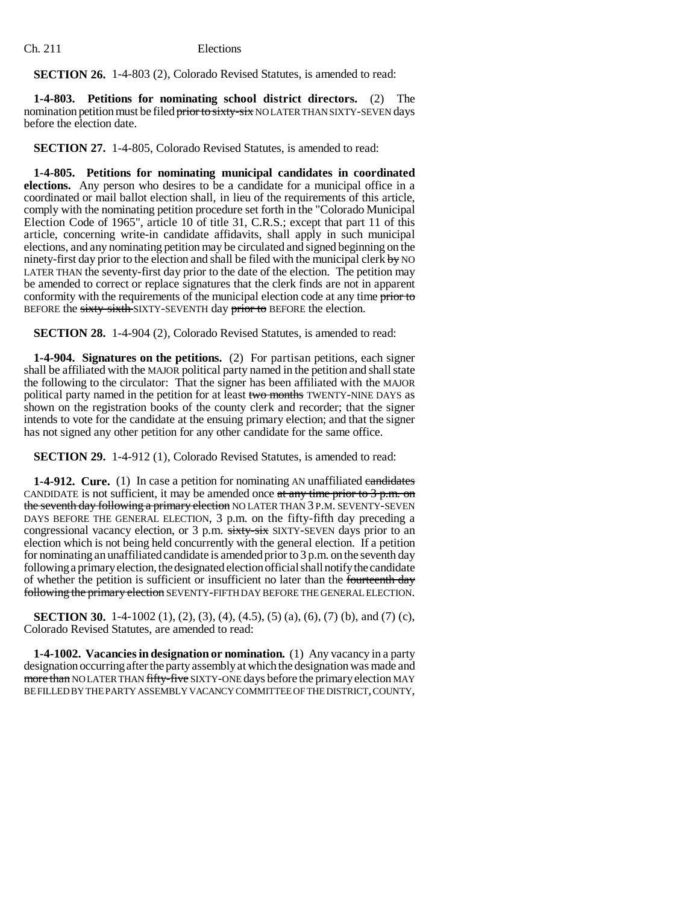**SECTION 26.** 1-4-803 (2), Colorado Revised Statutes, is amended to read:

**1-4-803. Petitions for nominating school district directors.** (2) The nomination petition must be filed ~~prior to sixty-six~~ NO LATER THAN SIXTY-SEVEN days before the election date.

**SECTION 27.** 1-4-805, Colorado Revised Statutes, is amended to read:

**1-4-805. Petitions for nominating municipal candidates in coordinated elections.** Any person who desires to be a candidate for a municipal office in a coordinated or mail ballot election shall, in lieu of the requirements of this article, comply with the nominating petition procedure set forth in the "Colorado Municipal Election Code of 1965", article 10 of title 31, C.R.S.; except that part 11 of this article, concerning write-in candidate affidavits, shall apply in such municipal elections, and any nominating petition may be circulated and signed beginning on the ninety-first day prior to the election and shall be filed with the municipal clerk ~~by~~ NO LATER THAN the seventy-first day prior to the date of the election. The petition may be amended to correct or replace signatures that the clerk finds are not in apparent conformity with the requirements of the municipal election code at any time ~~prior to~~ BEFORE the ~~sixty-sixth~~ SIXTY-SEVENTH day ~~prior to~~ BEFORE the election.

**SECTION 28.** 1-4-904 (2), Colorado Revised Statutes, is amended to read:

**1-4-904. Signatures on the petitions.** (2) For partisan petitions, each signer shall be affiliated with the MAJOR political party named in the petition and shall state the following to the circulator: That the signer has been affiliated with the MAJOR political party named in the petition for at least ~~two months~~ TWENTY-NINE DAYS as shown on the registration books of the county clerk and recorder; that the signer intends to vote for the candidate at the ensuing primary election; and that the signer has not signed any other petition for any other candidate for the same office.

**SECTION 29.** 1-4-912 (1), Colorado Revised Statutes, is amended to read:

**1-4-912. Cure.** (1) In case a petition for nominating AN unaffiliated ~~candidates~~ CANDIDATE is not sufficient, it may be amended once ~~at any time prior to 3 p.m. on the seventh day following a primary election~~ NO LATER THAN 3 P.M. SEVENTY-SEVEN DAYS BEFORE THE GENERAL ELECTION, 3 p.m. on the fifty-fifth day preceding a congressional vacancy election, or 3 p.m. ~~sixty-six~~ SIXTY-SEVEN days prior to an election which is not being held concurrently with the general election. If a petition for nominating an unaffiliated candidate is amended prior to 3 p.m. on the seventh day following a primary election, the designated election official shall notify the candidate of whether the petition is sufficient or insufficient no later than the ~~fourteenth day following the primary election~~ SEVENTY-FIFTH DAY BEFORE THE GENERAL ELECTION.

**SECTION 30.** 1-4-1002 (1), (2), (3), (4), (4.5), (5) (a), (6), (7) (b), and (7) (c), Colorado Revised Statutes, are amended to read:

**1-4-1002. Vacancies in designation or nomination.** (1) Any vacancy in a party designation occurring after the party assembly at which the designation was made and ~~more than~~ NO LATER THAN ~~fifty-five~~ SIXTY-ONE days before the primary election MAY BE FILLED BY THE PARTY ASSEMBLY VACANCY COMMITTEE OF THE DISTRICT, COUNTY,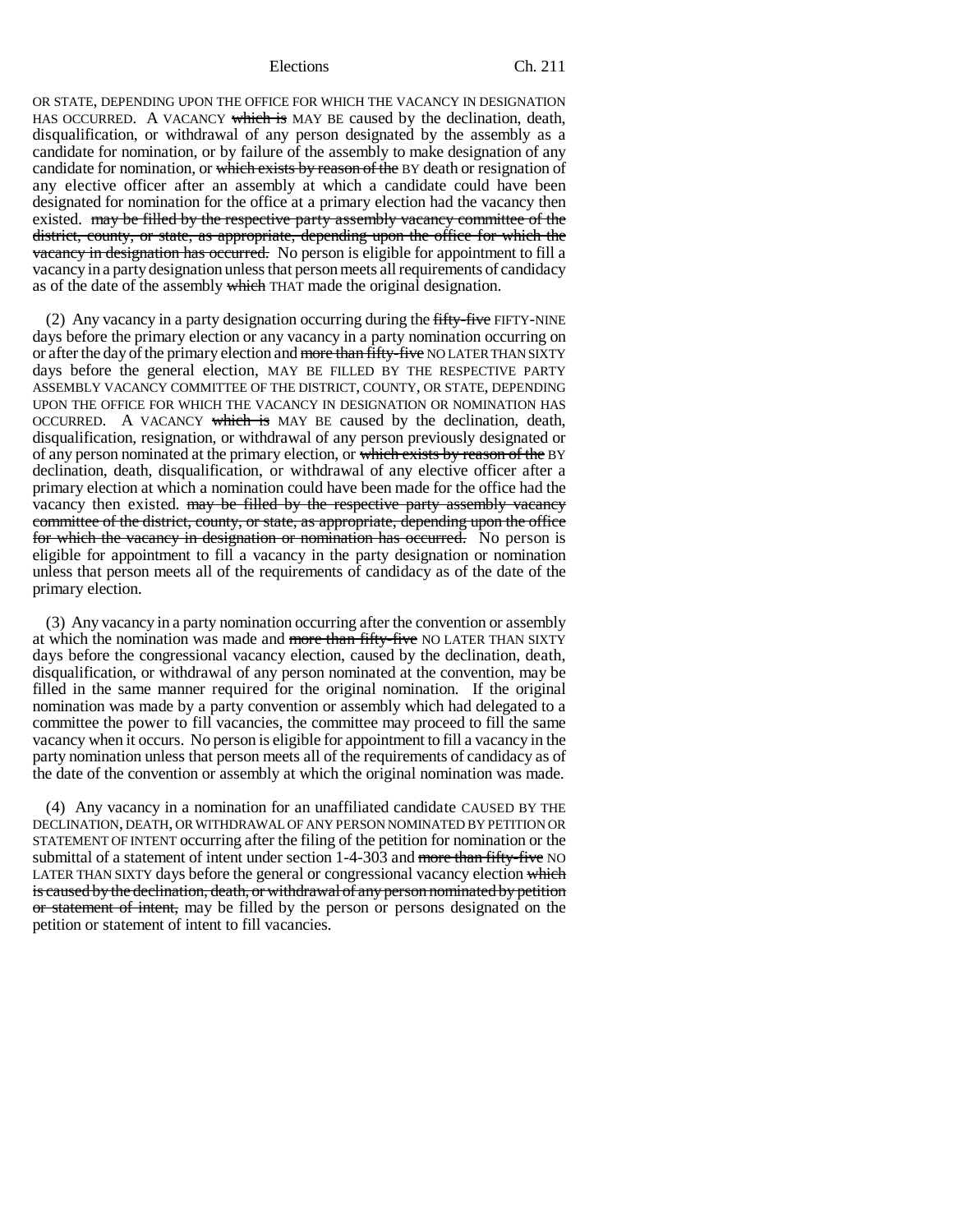OR STATE, DEPENDING UPON THE OFFICE FOR WHICH THE VACANCY IN DESIGNATION HAS OCCURRED. A VACANCY ~~which is~~ MAY BE caused by the declination, death, disqualification, or withdrawal of any person designated by the assembly as a candidate for nomination, or by failure of the assembly to make designation of any candidate for nomination, or ~~which exists by reason of the~~ BY death or resignation of any elective officer after an assembly at which a candidate could have been designated for nomination for the office at a primary election had the vacancy then existed. ~~may be filled by the respective party assembly vacancy committee of the district, county, or state, as appropriate, depending upon the office for which the vacancy in designation has occurred.~~ No person is eligible for appointment to fill a vacancy in a party designation unless that person meets all requirements of candidacy as of the date of the assembly ~~which~~ THAT made the original designation.

(2) Any vacancy in a party designation occurring during the ~~fifty-five~~ FIFTY-NINE days before the primary election or any vacancy in a party nomination occurring on or after the day of the primary election and ~~more than fifty-five~~ NO LATER THAN SIXTY days before the general election, MAY BE FILLED BY THE RESPECTIVE PARTY ASSEMBLY VACANCY COMMITTEE OF THE DISTRICT, COUNTY, OR STATE, DEPENDING UPON THE OFFICE FOR WHICH THE VACANCY IN DESIGNATION OR NOMINATION HAS OCCURRED. A VACANCY ~~which is~~ MAY BE caused by the declination, death, disqualification, resignation, or withdrawal of any person previously designated or of any person nominated at the primary election, or ~~which exists by reason of the~~ BY declination, death, disqualification, or withdrawal of any elective officer after a primary election at which a nomination could have been made for the office had the vacancy then existed. ~~may be filled by the respective party assembly vacancy committee of the district, county, or state, as appropriate, depending upon the office for which the vacancy in designation or nomination has occurred.~~ No person is eligible for appointment to fill a vacancy in the party designation or nomination unless that person meets all of the requirements of candidacy as of the date of the primary election.

(3) Any vacancy in a party nomination occurring after the convention or assembly at which the nomination was made and ~~more than fifty-five~~ NO LATER THAN SIXTY days before the congressional vacancy election, caused by the declination, death, disqualification, or withdrawal of any person nominated at the convention, may be filled in the same manner required for the original nomination. If the original nomination was made by a party convention or assembly which had delegated to a committee the power to fill vacancies, the committee may proceed to fill the same vacancy when it occurs. No person is eligible for appointment to fill a vacancy in the party nomination unless that person meets all of the requirements of candidacy as of the date of the convention or assembly at which the original nomination was made.

(4) Any vacancy in a nomination for an unaffiliated candidate CAUSED BY THE DECLINATION, DEATH, OR WITHDRAWAL OF ANY PERSON NOMINATED BY PETITION OR STATEMENT OF INTENT occurring after the filing of the petition for nomination or the submittal of a statement of intent under section 1-4-303 and ~~more than fifty-five~~ NO LATER THAN SIXTY days before the general or congressional vacancy election ~~which is caused by the declination, death, or withdrawal of any person nominated by petition or statement of intent,~~ may be filled by the person or persons designated on the petition or statement of intent to fill vacancies.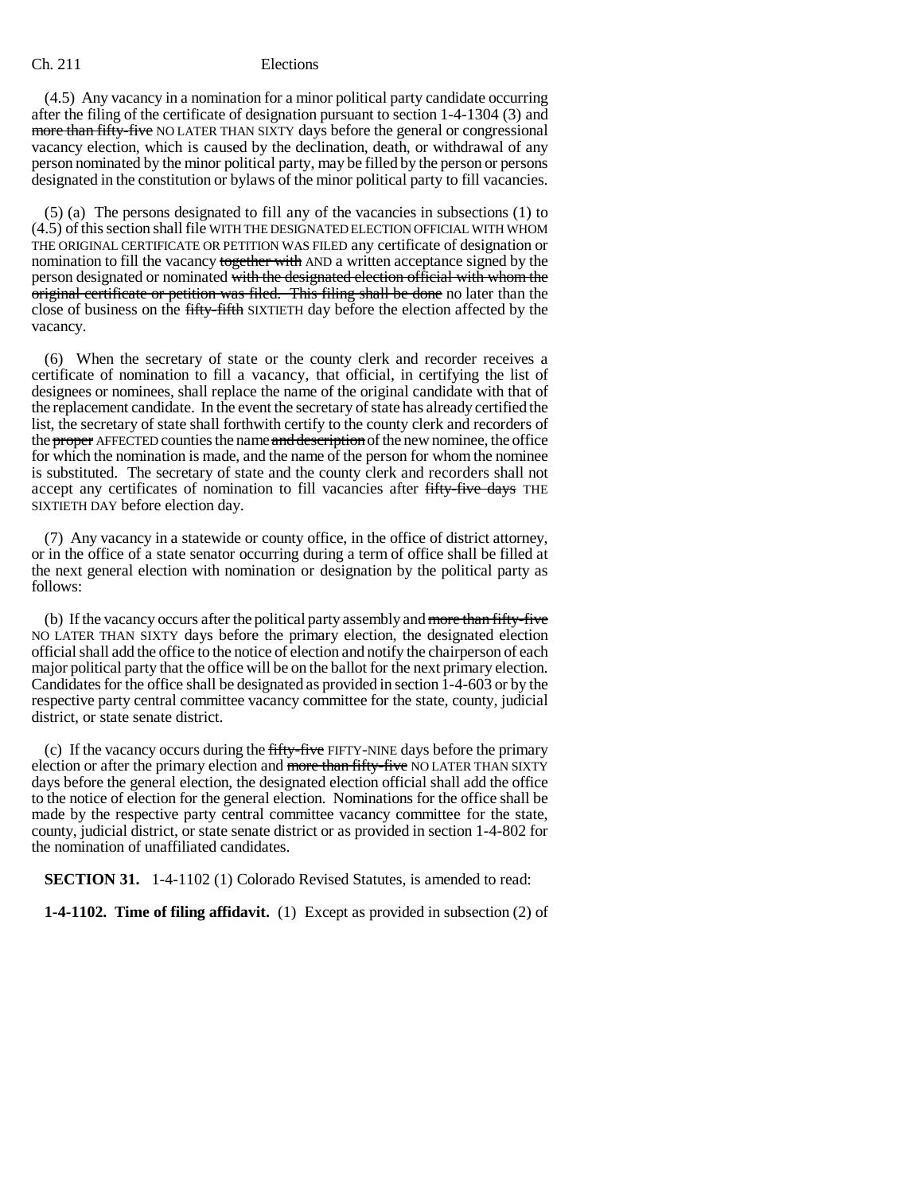(4.5) Any vacancy in a nomination for a minor political party candidate occurring after the filing of the certificate of designation pursuant to section 1-4-1304 (3) and ~~more than fifty-five~~ NO LATER THAN SIXTY days before the general or congressional vacancy election, which is caused by the declination, death, or withdrawal of any person nominated by the minor political party, may be filled by the person or persons designated in the constitution or bylaws of the minor political party to fill vacancies.

(5) (a) The persons designated to fill any of the vacancies in subsections (1) to (4.5) of this section shall file WITH THE DESIGNATED ELECTION OFFICIAL WITH WHOM THE ORIGINAL CERTIFICATE OR PETITION WAS FILED any certificate of designation or nomination to fill the vacancy ~~together with~~ AND a written acceptance signed by the person designated or nominated ~~with the designated election official with whom the original certificate or petition was filed. This filing shall be done~~ no later than the close of business on the ~~fifty-fifth~~ SIXTIETH day before the election affected by the vacancy.

(6) When the secretary of state or the county clerk and recorder receives a certificate of nomination to fill a vacancy, that official, in certifying the list of designees or nominees, shall replace the name of the original candidate with that of the replacement candidate. In the event the secretary of state has already certified the list, the secretary of state shall forthwith certify to the county clerk and recorders of the ~~proper~~ AFFECTED counties the name ~~and description~~ of the new nominee, the office for which the nomination is made, and the name of the person for whom the nominee is substituted. The secretary of state and the county clerk and recorders shall not accept any certificates of nomination to fill vacancies after ~~fifty-five days~~ THE SIXTIETH DAY before election day.

(7) Any vacancy in a statewide or county office, in the office of district attorney, or in the office of a state senator occurring during a term of office shall be filled at the next general election with nomination or designation by the political party as follows:

(b) If the vacancy occurs after the political party assembly and ~~more than fifty-five~~ NO LATER THAN SIXTY days before the primary election, the designated election official shall add the office to the notice of election and notify the chairperson of each major political party that the office will be on the ballot for the next primary election. Candidates for the office shall be designated as provided in section 1-4-603 or by the respective party central committee vacancy committee for the state, county, judicial district, or state senate district.

(c) If the vacancy occurs during the ~~fifty-five~~ FIFTY-NINE days before the primary election or after the primary election and ~~more than fifty-five~~ NO LATER THAN SIXTY days before the general election, the designated election official shall add the office to the notice of election for the general election. Nominations for the office shall be made by the respective party central committee vacancy committee for the state, county, judicial district, or state senate district or as provided in section 1-4-802 for the nomination of unaffiliated candidates.

**SECTION 31.** 1-4-1102 (1) Colorado Revised Statutes, is amended to read:

**1-4-1102. Time of filing affidavit.** (1) Except as provided in subsection (2) of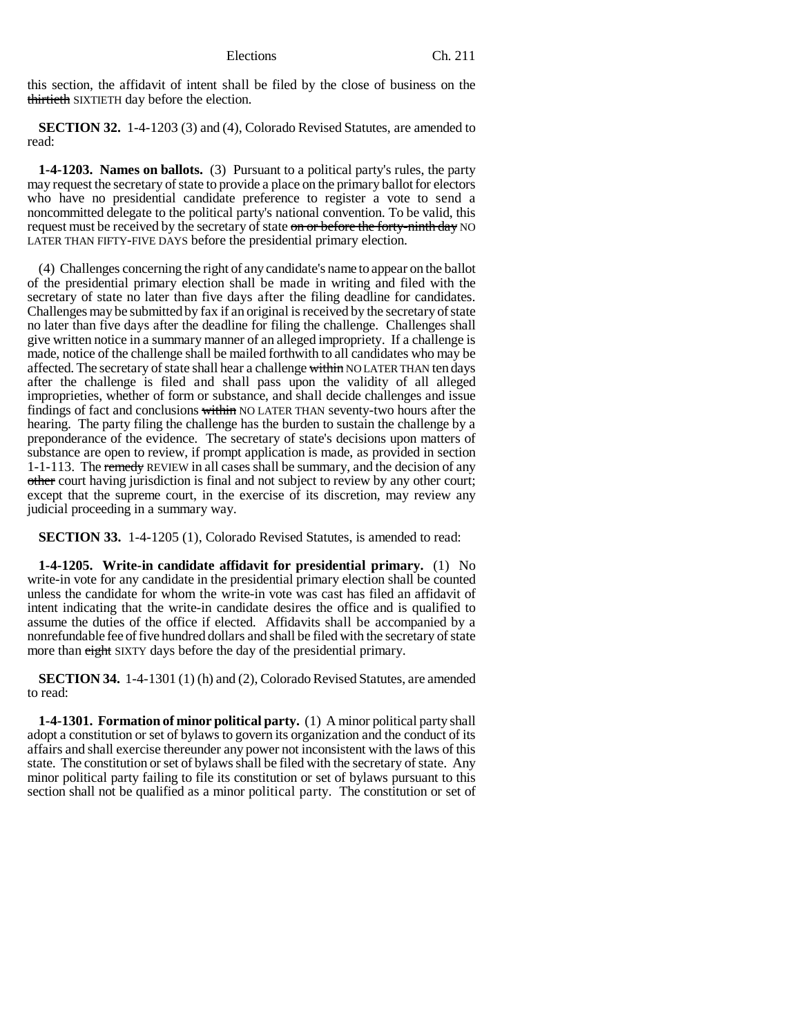this section, the affidavit of intent shall be filed by the close of business on the ~~thirtieth~~ SIXTIETH day before the election.

**SECTION 32.** 1-4-1203 (3) and (4), Colorado Revised Statutes, are amended to read:

**1-4-1203. Names on ballots.** (3) Pursuant to a political party's rules, the party may request the secretary of state to provide a place on the primary ballot for electors who have no presidential candidate preference to register a vote to send a noncommitted delegate to the political party's national convention. To be valid, this request must be received by the secretary of state ~~on or before the forty-ninth day~~ NO LATER THAN FIFTY-FIVE DAYS before the presidential primary election.

(4) Challenges concerning the right of any candidate's name to appear on the ballot of the presidential primary election shall be made in writing and filed with the secretary of state no later than five days after the filing deadline for candidates. Challenges may be submitted by fax if an original is received by the secretary of state no later than five days after the deadline for filing the challenge. Challenges shall give written notice in a summary manner of an alleged impropriety. If a challenge is made, notice of the challenge shall be mailed forthwith to all candidates who may be affected. The secretary of state shall hear a challenge ~~within~~ NO LATER THAN ten days after the challenge is filed and shall pass upon the validity of all alleged improprieties, whether of form or substance, and shall decide challenges and issue findings of fact and conclusions ~~within~~ NO LATER THAN seventy-two hours after the hearing. The party filing the challenge has the burden to sustain the challenge by a preponderance of the evidence. The secretary of state's decisions upon matters of substance are open to review, if prompt application is made, as provided in section 1-1-113. The ~~remedy~~ REVIEW in all cases shall be summary, and the decision of any ~~other~~ court having jurisdiction is final and not subject to review by any other court; except that the supreme court, in the exercise of its discretion, may review any judicial proceeding in a summary way.

**SECTION 33.** 1-4-1205 (1), Colorado Revised Statutes, is amended to read:

**1-4-1205. Write-in candidate affidavit for presidential primary.** (1) No write-in vote for any candidate in the presidential primary election shall be counted unless the candidate for whom the write-in vote was cast has filed an affidavit of intent indicating that the write-in candidate desires the office and is qualified to assume the duties of the office if elected. Affidavits shall be accompanied by a nonrefundable fee of five hundred dollars and shall be filed with the secretary of state more than ~~eight~~ SIXTY days before the day of the presidential primary.

**SECTION 34.** 1-4-1301 (1) (h) and (2), Colorado Revised Statutes, are amended to read:

**1-4-1301. Formation of minor political party.** (1) A minor political party shall adopt a constitution or set of bylaws to govern its organization and the conduct of its affairs and shall exercise thereunder any power not inconsistent with the laws of this state. The constitution or set of bylaws shall be filed with the secretary of state. Any minor political party failing to file its constitution or set of bylaws pursuant to this section shall not be qualified as a minor political party. The constitution or set of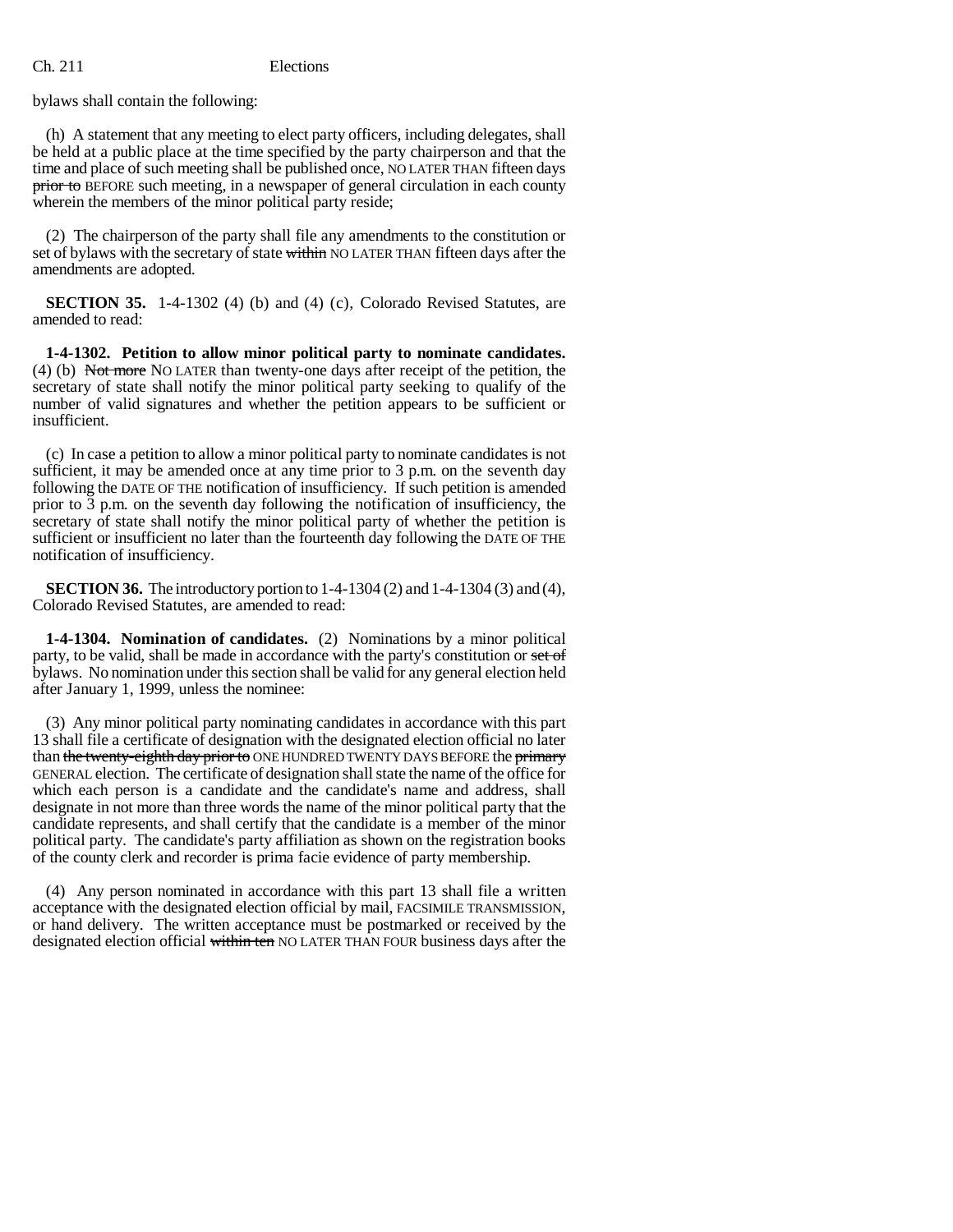bylaws shall contain the following:

(h) A statement that any meeting to elect party officers, including delegates, shall be held at a public place at the time specified by the party chairperson and that the time and place of such meeting shall be published once, NO LATER THAN fifteen days ~~prior to~~ BEFORE such meeting, in a newspaper of general circulation in each county wherein the members of the minor political party reside;

(2) The chairperson of the party shall file any amendments to the constitution or set of bylaws with the secretary of state ~~within~~ NO LATER THAN fifteen days after the amendments are adopted.

**SECTION 35.** 1-4-1302 (4) (b) and (4) (c), Colorado Revised Statutes, are amended to read:

**1-4-1302. Petition to allow minor political party to nominate candidates.** (4) (b) ~~Not more~~ NO LATER than twenty-one days after receipt of the petition, the secretary of state shall notify the minor political party seeking to qualify of the number of valid signatures and whether the petition appears to be sufficient or insufficient.

(c) In case a petition to allow a minor political party to nominate candidates is not sufficient, it may be amended once at any time prior to 3 p.m. on the seventh day following the DATE OF THE notification of insufficiency. If such petition is amended prior to 3 p.m. on the seventh day following the notification of insufficiency, the secretary of state shall notify the minor political party of whether the petition is sufficient or insufficient no later than the fourteenth day following the DATE OF THE notification of insufficiency.

**SECTION 36.** The introductory portion to 1-4-1304 (2) and 1-4-1304 (3) and (4), Colorado Revised Statutes, are amended to read:

**1-4-1304. Nomination of candidates.** (2) Nominations by a minor political party, to be valid, shall be made in accordance with the party's constitution or ~~set of~~ bylaws. No nomination under this section shall be valid for any general election held after January 1, 1999, unless the nominee:

(3) Any minor political party nominating candidates in accordance with this part 13 shall file a certificate of designation with the designated election official no later than ~~the twenty-eighth day prior to~~ ONE HUNDRED TWENTY DAYS BEFORE the ~~primary~~ GENERAL election. The certificate of designation shall state the name of the office for which each person is a candidate and the candidate's name and address, shall designate in not more than three words the name of the minor political party that the candidate represents, and shall certify that the candidate is a member of the minor political party. The candidate's party affiliation as shown on the registration books of the county clerk and recorder is prima facie evidence of party membership.

(4) Any person nominated in accordance with this part 13 shall file a written acceptance with the designated election official by mail, FACSIMILE TRANSMISSION, or hand delivery. The written acceptance must be postmarked or received by the designated election official ~~within ten~~ NO LATER THAN FOUR business days after the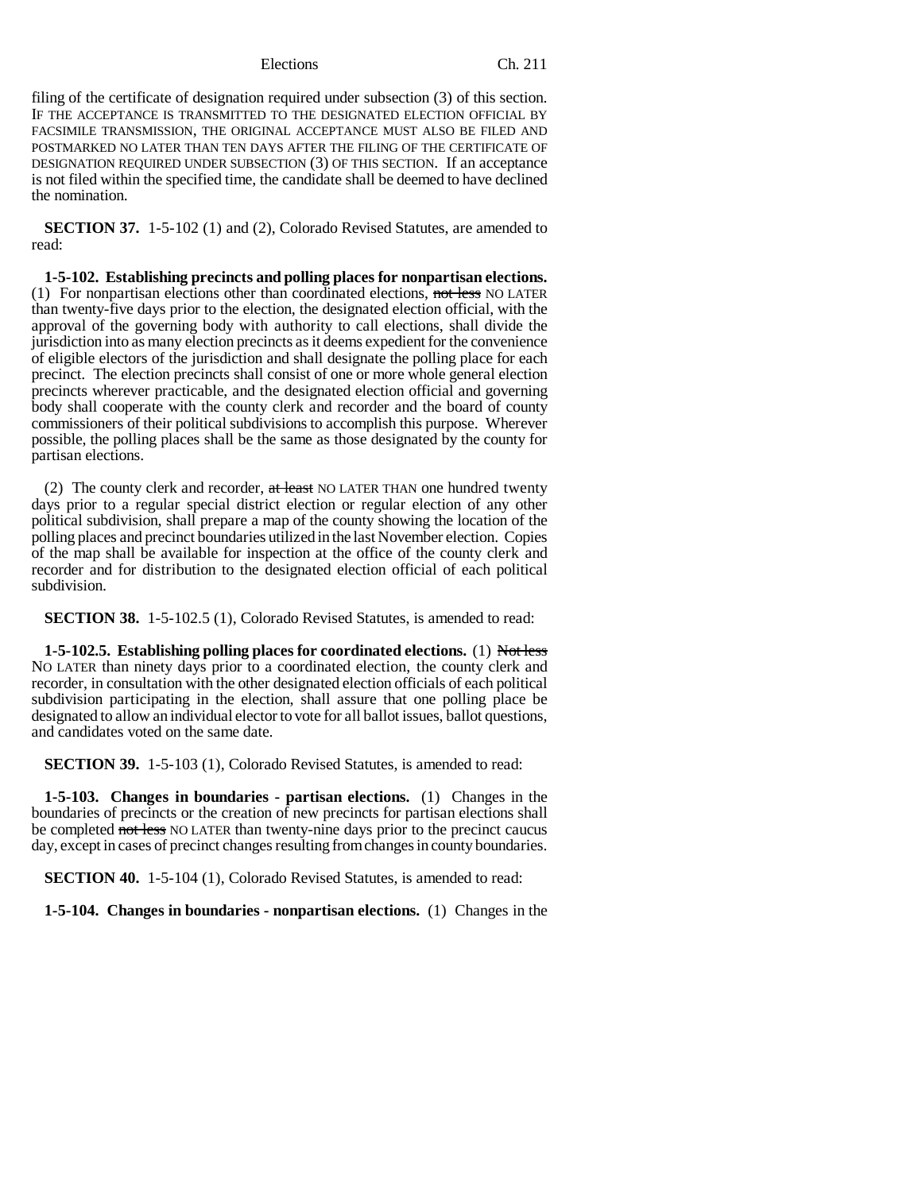filing of the certificate of designation required under subsection (3) of this section. IF THE ACCEPTANCE IS TRANSMITTED TO THE DESIGNATED ELECTION OFFICIAL BY FACSIMILE TRANSMISSION, THE ORIGINAL ACCEPTANCE MUST ALSO BE FILED AND POSTMARKED NO LATER THAN TEN DAYS AFTER THE FILING OF THE CERTIFICATE OF DESIGNATION REQUIRED UNDER SUBSECTION (3) OF THIS SECTION. If an acceptance is not filed within the specified time, the candidate shall be deemed to have declined the nomination.

**SECTION 37.** 1-5-102 (1) and (2), Colorado Revised Statutes, are amended to read:

**1-5-102. Establishing precincts and polling places for nonpartisan elections.** (1) For nonpartisan elections other than coordinated elections, ~~not less~~ NO LATER than twenty-five days prior to the election, the designated election official, with the approval of the governing body with authority to call elections, shall divide the jurisdiction into as many election precincts as it deems expedient for the convenience of eligible electors of the jurisdiction and shall designate the polling place for each precinct. The election precincts shall consist of one or more whole general election precincts wherever practicable, and the designated election official and governing body shall cooperate with the county clerk and recorder and the board of county commissioners of their political subdivisions to accomplish this purpose. Wherever possible, the polling places shall be the same as those designated by the county for partisan elections.

(2) The county clerk and recorder, ~~at least~~ NO LATER THAN one hundred twenty days prior to a regular special district election or regular election of any other political subdivision, shall prepare a map of the county showing the location of the polling places and precinct boundaries utilized in the last November election. Copies of the map shall be available for inspection at the office of the county clerk and recorder and for distribution to the designated election official of each political subdivision.

**SECTION 38.** 1-5-102.5 (1), Colorado Revised Statutes, is amended to read:

**1-5-102.5. Establishing polling places for coordinated elections.** (1) ~~Not less~~ NO LATER than ninety days prior to a coordinated election, the county clerk and recorder, in consultation with the other designated election officials of each political subdivision participating in the election, shall assure that one polling place be designated to allow an individual elector to vote for all ballot issues, ballot questions, and candidates voted on the same date.

**SECTION 39.** 1-5-103 (1), Colorado Revised Statutes, is amended to read:

**1-5-103. Changes in boundaries - partisan elections.** (1) Changes in the boundaries of precincts or the creation of new precincts for partisan elections shall be completed ~~not less~~ NO LATER than twenty-nine days prior to the precinct caucus day, except in cases of precinct changes resulting from changes in county boundaries.

**SECTION 40.** 1-5-104 (1), Colorado Revised Statutes, is amended to read:

**1-5-104. Changes in boundaries - nonpartisan elections.** (1) Changes in the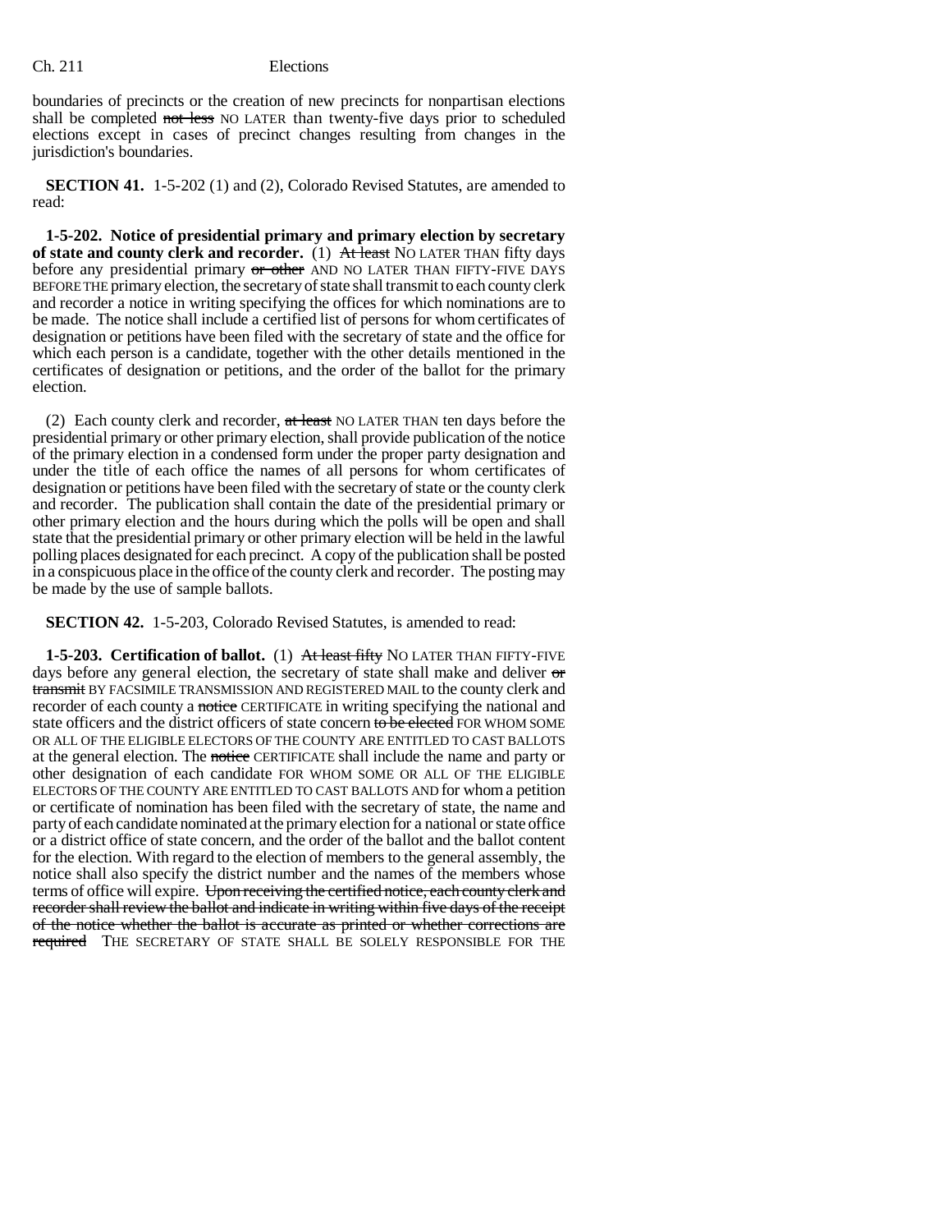boundaries of precincts or the creation of new precincts for nonpartisan elections shall be completed ~~not less~~ NO LATER than twenty-five days prior to scheduled elections except in cases of precinct changes resulting from changes in the jurisdiction's boundaries.

**SECTION 41.** 1-5-202 (1) and (2), Colorado Revised Statutes, are amended to read:

**1-5-202. Notice of presidential primary and primary election by secretary of state and county clerk and recorder.** (1) ~~At least~~ NO LATER THAN fifty days before any presidential primary ~~or other~~ AND NO LATER THAN FIFTY-FIVE DAYS BEFORE THE primary election, the secretary of state shall transmit to each county clerk and recorder a notice in writing specifying the offices for which nominations are to be made. The notice shall include a certified list of persons for whom certificates of designation or petitions have been filed with the secretary of state and the office for which each person is a candidate, together with the other details mentioned in the certificates of designation or petitions, and the order of the ballot for the primary election.

(2) Each county clerk and recorder, ~~at least~~ NO LATER THAN ten days before the presidential primary or other primary election, shall provide publication of the notice of the primary election in a condensed form under the proper party designation and under the title of each office the names of all persons for whom certificates of designation or petitions have been filed with the secretary of state or the county clerk and recorder. The publication shall contain the date of the presidential primary or other primary election and the hours during which the polls will be open and shall state that the presidential primary or other primary election will be held in the lawful polling places designated for each precinct. A copy of the publication shall be posted in a conspicuous place in the office of the county clerk and recorder. The posting may be made by the use of sample ballots.

**SECTION 42.** 1-5-203, Colorado Revised Statutes, is amended to read:

**1-5-203. Certification of ballot.** (1) ~~At least fifty~~ NO LATER THAN FIFTY-FIVE days before any general election, the secretary of state shall make and deliver ~~or transmit~~ BY FACSIMILE TRANSMISSION AND REGISTERED MAIL to the county clerk and recorder of each county a ~~notice~~ CERTIFICATE in writing specifying the national and state officers and the district officers of state concern ~~to be elected~~ FOR WHOM SOME OR ALL OF THE ELIGIBLE ELECTORS OF THE COUNTY ARE ENTITLED TO CAST BALLOTS at the general election. The ~~notice~~ CERTIFICATE shall include the name and party or other designation of each candidate FOR WHOM SOME OR ALL OF THE ELIGIBLE ELECTORS OF THE COUNTY ARE ENTITLED TO CAST BALLOTS AND for whom a petition or certificate of nomination has been filed with the secretary of state, the name and party of each candidate nominated at the primary election for a national or state office or a district office of state concern, and the order of the ballot and the ballot content for the election. With regard to the election of members to the general assembly, the notice shall also specify the district number and the names of the members whose terms of office will expire. ~~Upon receiving the certified notice, each county clerk and recorder shall review the ballot and indicate in writing within five days of the receipt of the notice whether the ballot is accurate as printed or whether corrections are required~~ THE SECRETARY OF STATE SHALL BE SOLELY RESPONSIBLE FOR THE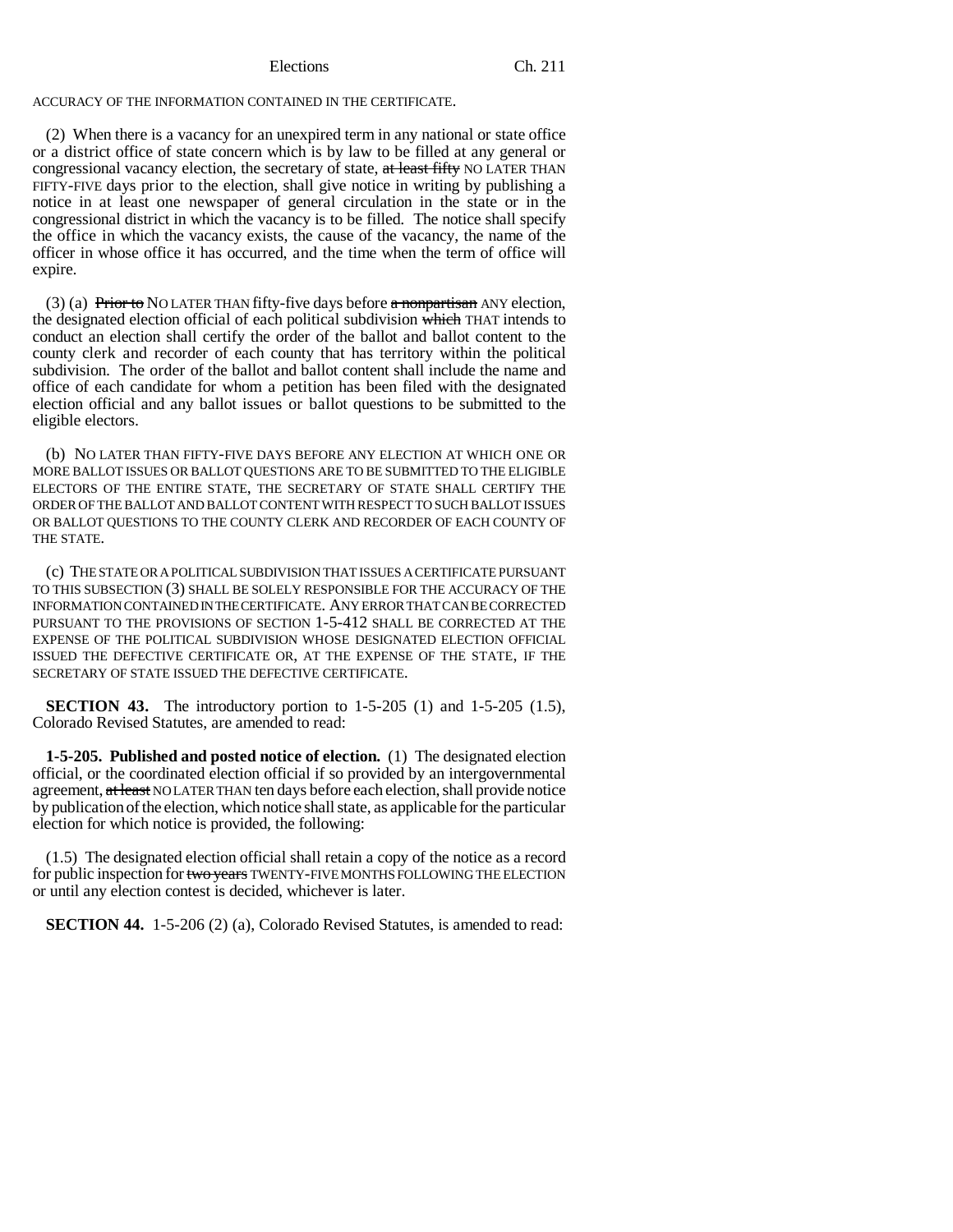ACCURACY OF THE INFORMATION CONTAINED IN THE CERTIFICATE.

(2) When there is a vacancy for an unexpired term in any national or state office or a district office of state concern which is by law to be filled at any general or congressional vacancy election, the secretary of state, ~~at least fifty~~ NO LATER THAN FIFTY-FIVE days prior to the election, shall give notice in writing by publishing a notice in at least one newspaper of general circulation in the state or in the congressional district in which the vacancy is to be filled. The notice shall specify the office in which the vacancy exists, the cause of the vacancy, the name of the officer in whose office it has occurred, and the time when the term of office will expire.

(3) (a) ~~Prior to~~ NO LATER THAN fifty-five days before ~~a nonpartisan~~ ANY election, the designated election official of each political subdivision ~~which~~ THAT intends to conduct an election shall certify the order of the ballot and ballot content to the county clerk and recorder of each county that has territory within the political subdivision. The order of the ballot and ballot content shall include the name and office of each candidate for whom a petition has been filed with the designated election official and any ballot issues or ballot questions to be submitted to the eligible electors.

(b) NO LATER THAN FIFTY-FIVE DAYS BEFORE ANY ELECTION AT WHICH ONE OR MORE BALLOT ISSUES OR BALLOT QUESTIONS ARE TO BE SUBMITTED TO THE ELIGIBLE ELECTORS OF THE ENTIRE STATE, THE SECRETARY OF STATE SHALL CERTIFY THE ORDER OF THE BALLOT AND BALLOT CONTENT WITH RESPECT TO SUCH BALLOT ISSUES OR BALLOT QUESTIONS TO THE COUNTY CLERK AND RECORDER OF EACH COUNTY OF THE STATE.

(c) THE STATE OR A POLITICAL SUBDIVISION THAT ISSUES A CERTIFICATE PURSUANT TO THIS SUBSECTION (3) SHALL BE SOLELY RESPONSIBLE FOR THE ACCURACY OF THE INFORMATION CONTAINED IN THE CERTIFICATE. ANY ERROR THAT CAN BE CORRECTED PURSUANT TO THE PROVISIONS OF SECTION 1-5-412 SHALL BE CORRECTED AT THE EXPENSE OF THE POLITICAL SUBDIVISION WHOSE DESIGNATED ELECTION OFFICIAL ISSUED THE DEFECTIVE CERTIFICATE OR, AT THE EXPENSE OF THE STATE, IF THE SECRETARY OF STATE ISSUED THE DEFECTIVE CERTIFICATE.

**SECTION 43.** The introductory portion to 1-5-205 (1) and 1-5-205 (1.5), Colorado Revised Statutes, are amended to read:

**1-5-205. Published and posted notice of election.** (1) The designated election official, or the coordinated election official if so provided by an intergovernmental agreement, ~~at least~~ NO LATER THAN ten days before each election, shall provide notice by publication of the election, which notice shall state, as applicable for the particular election for which notice is provided, the following:

(1.5) The designated election official shall retain a copy of the notice as a record for public inspection for ~~two years~~ TWENTY-FIVE MONTHS FOLLOWING THE ELECTION or until any election contest is decided, whichever is later.

**SECTION 44.** 1-5-206 (2) (a), Colorado Revised Statutes, is amended to read: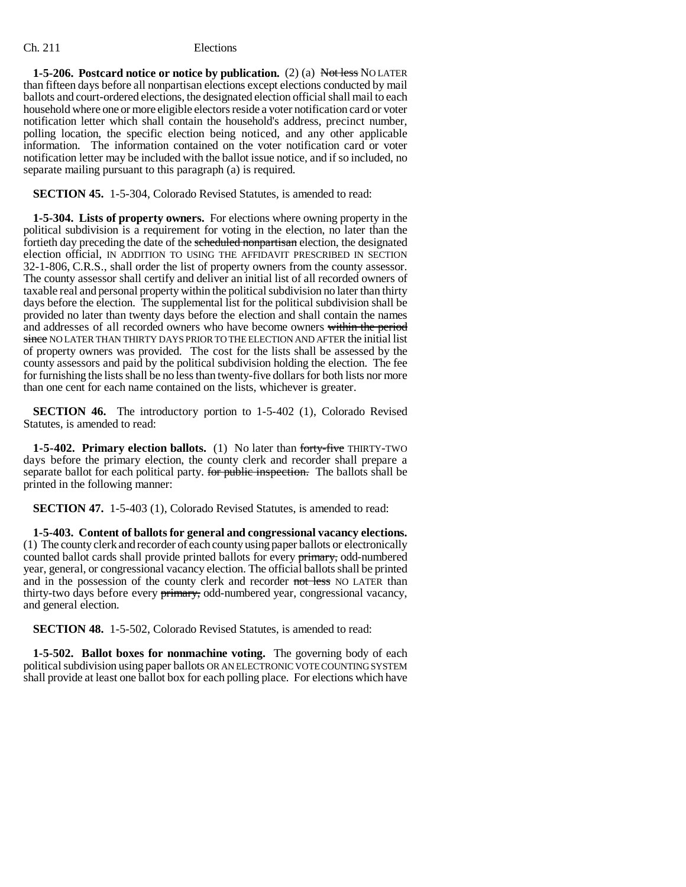**1-5-206. Postcard notice or notice by publication.** (2) (a) ~~Not less~~ NO LATER than fifteen days before all nonpartisan elections except elections conducted by mail ballots and court-ordered elections, the designated election official shall mail to each household where one or more eligible electors reside a voter notification card or voter notification letter which shall contain the household's address, precinct number, polling location, the specific election being noticed, and any other applicable information. The information contained on the voter notification card or voter notification letter may be included with the ballot issue notice, and if so included, no separate mailing pursuant to this paragraph (a) is required.

**SECTION 45.** 1-5-304, Colorado Revised Statutes, is amended to read:

**1-5-304. Lists of property owners.** For elections where owning property in the political subdivision is a requirement for voting in the election, no later than the fortieth day preceding the date of the ~~scheduled nonpartisan~~ election, the designated election official, IN ADDITION TO USING THE AFFIDAVIT PRESCRIBED IN SECTION 32-1-806, C.R.S., shall order the list of property owners from the county assessor. The county assessor shall certify and deliver an initial list of all recorded owners of taxable real and personal property within the political subdivision no later than thirty days before the election. The supplemental list for the political subdivision shall be provided no later than twenty days before the election and shall contain the names and addresses of all recorded owners who have become owners ~~within the period since~~ NO LATER THAN THIRTY DAYS PRIOR TO THE ELECTION AND AFTER the initial list of property owners was provided. The cost for the lists shall be assessed by the county assessors and paid by the political subdivision holding the election. The fee for furnishing the lists shall be no less than twenty-five dollars for both lists nor more than one cent for each name contained on the lists, whichever is greater.

**SECTION 46.** The introductory portion to 1-5-402 (1), Colorado Revised Statutes, is amended to read:

**1-5-402. Primary election ballots.** (1) No later than ~~forty-five~~ THIRTY-TWO days before the primary election, the county clerk and recorder shall prepare a separate ballot for each political party. ~~for public inspection.~~ The ballots shall be printed in the following manner:

**SECTION 47.** 1-5-403 (1), Colorado Revised Statutes, is amended to read:

**1-5-403. Content of ballots for general and congressional vacancy elections.** (1) The county clerk and recorder of each county using paper ballots or electronically counted ballot cards shall provide printed ballots for every ~~primary,~~ odd-numbered year, general, or congressional vacancy election. The official ballots shall be printed and in the possession of the county clerk and recorder ~~not less~~ NO LATER than thirty-two days before every ~~primary,~~ odd-numbered year, congressional vacancy, and general election.

**SECTION 48.** 1-5-502, Colorado Revised Statutes, is amended to read:

**1-5-502. Ballot boxes for nonmachine voting.** The governing body of each political subdivision using paper ballots OR AN ELECTRONIC VOTE COUNTING SYSTEM shall provide at least one ballot box for each polling place. For elections which have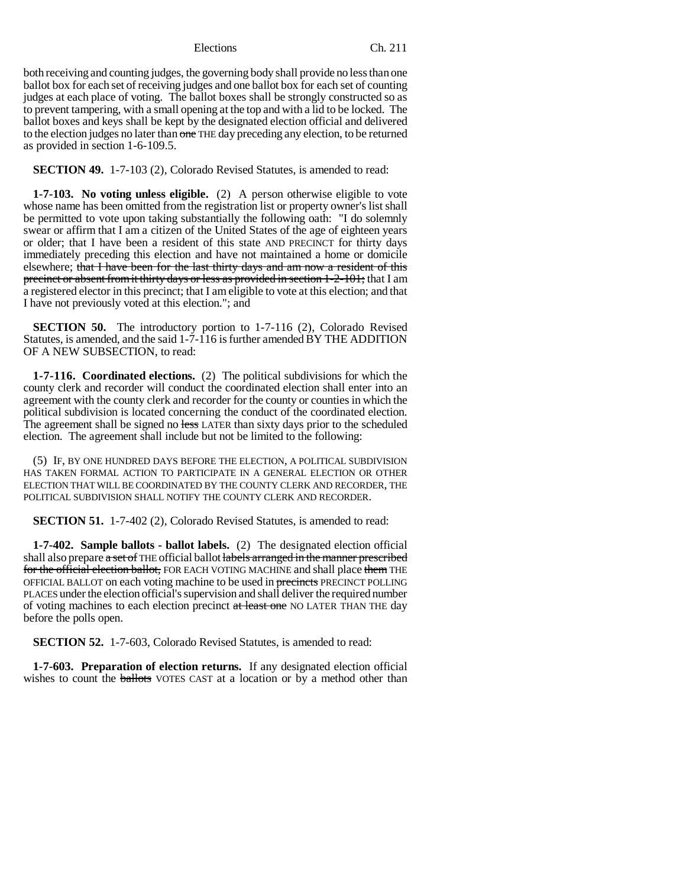both receiving and counting judges, the governing body shall provide no less than one ballot box for each set of receiving judges and one ballot box for each set of counting judges at each place of voting. The ballot boxes shall be strongly constructed so as to prevent tampering, with a small opening at the top and with a lid to be locked. The ballot boxes and keys shall be kept by the designated election official and delivered to the election judges no later than ~~one~~ THE day preceding any election, to be returned as provided in section 1-6-109.5.

**SECTION 49.** 1-7-103 (2), Colorado Revised Statutes, is amended to read:

**1-7-103. No voting unless eligible.** (2) A person otherwise eligible to vote whose name has been omitted from the registration list or property owner's list shall be permitted to vote upon taking substantially the following oath: "I do solemnly swear or affirm that I am a citizen of the United States of the age of eighteen years or older; that I have been a resident of this state AND PRECINCT for thirty days immediately preceding this election and have not maintained a home or domicile elsewhere; ~~that I have been for the last thirty days and am now a resident of this precinct or absent from it thirty days or less as provided in section 1-2-101;~~ that I am a registered elector in this precinct; that I am eligible to vote at this election; and that I have not previously voted at this election."; and

**SECTION 50.** The introductory portion to 1-7-116 (2), Colorado Revised Statutes, is amended, and the said 1-7-116 is further amended BY THE ADDITION OF A NEW SUBSECTION, to read:

**1-7-116. Coordinated elections.** (2) The political subdivisions for which the county clerk and recorder will conduct the coordinated election shall enter into an agreement with the county clerk and recorder for the county or counties in which the political subdivision is located concerning the conduct of the coordinated election. The agreement shall be signed no ~~less~~ LATER than sixty days prior to the scheduled election. The agreement shall include but not be limited to the following:

(5) IF, BY ONE HUNDRED DAYS BEFORE THE ELECTION, A POLITICAL SUBDIVISION HAS TAKEN FORMAL ACTION TO PARTICIPATE IN A GENERAL ELECTION OR OTHER ELECTION THAT WILL BE COORDINATED BY THE COUNTY CLERK AND RECORDER, THE POLITICAL SUBDIVISION SHALL NOTIFY THE COUNTY CLERK AND RECORDER.

**SECTION 51.** 1-7-402 (2), Colorado Revised Statutes, is amended to read:

**1-7-402. Sample ballots - ballot labels.** (2) The designated election official shall also prepare ~~a set of~~ THE official ballot ~~labels arranged in the manner prescribed for the official election ballot,~~ FOR EACH VOTING MACHINE and shall place ~~them~~ THE OFFICIAL BALLOT on each voting machine to be used in ~~precincts~~ PRECINCT POLLING PLACES under the election official's supervision and shall deliver the required number of voting machines to each election precinct ~~at least one~~ NO LATER THAN THE day before the polls open.

**SECTION 52.** 1-7-603, Colorado Revised Statutes, is amended to read:

**1-7-603. Preparation of election returns.** If any designated election official wishes to count the ~~ballots~~ VOTES CAST at a location or by a method other than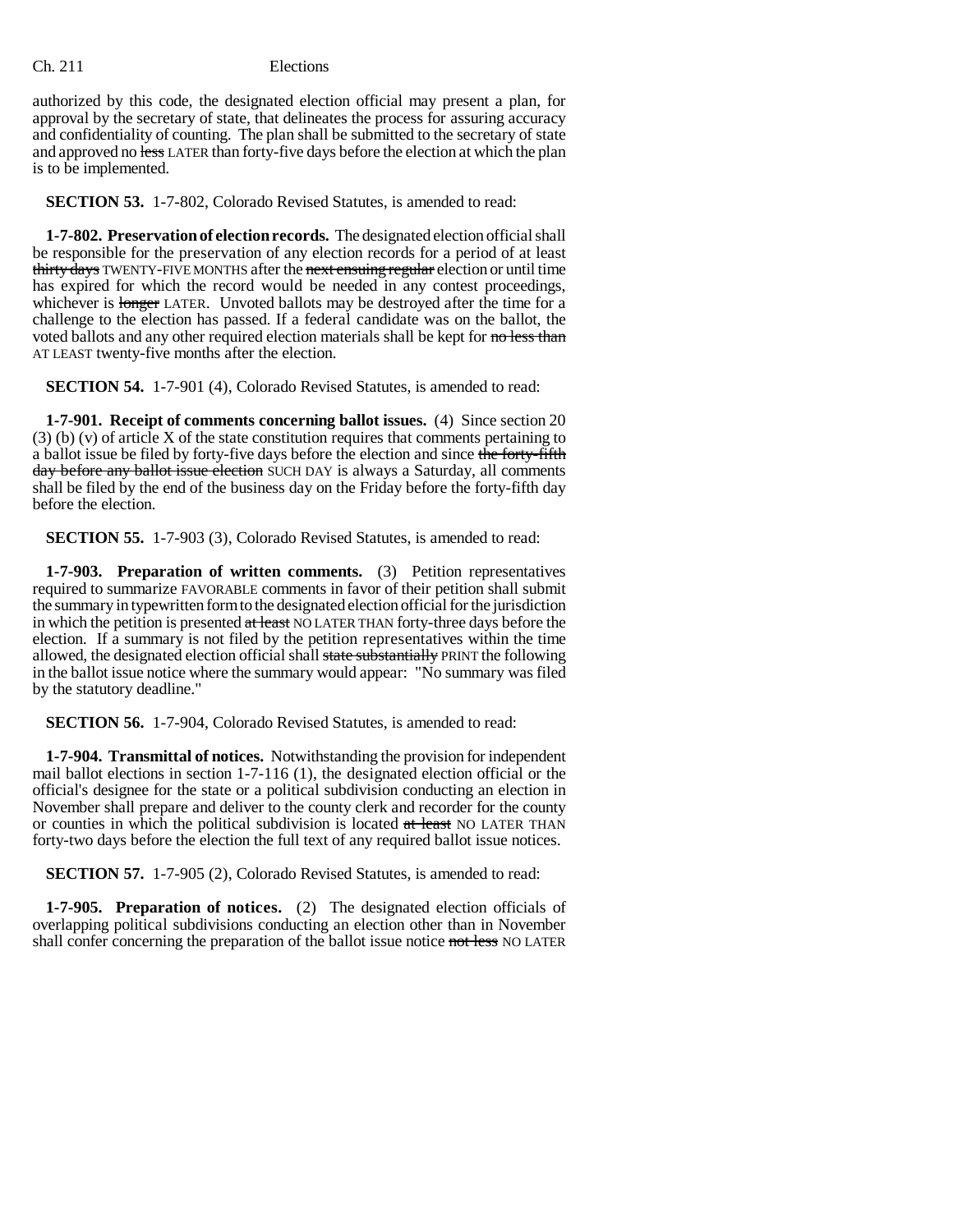authorized by this code, the designated election official may present a plan, for approval by the secretary of state, that delineates the process for assuring accuracy and confidentiality of counting. The plan shall be submitted to the secretary of state and approved no ~~less~~ LATER than forty-five days before the election at which the plan is to be implemented.

**SECTION 53.** 1-7-802, Colorado Revised Statutes, is amended to read:

**1-7-802. Preservation of election records.** The designated election official shall be responsible for the preservation of any election records for a period of at least ~~thirty days~~ TWENTY-FIVE MONTHS after the ~~next ensuing regular~~ election or until time has expired for which the record would be needed in any contest proceedings, whichever is ~~longer~~ LATER. Unvoted ballots may be destroyed after the time for a challenge to the election has passed. If a federal candidate was on the ballot, the voted ballots and any other required election materials shall be kept for ~~no less than~~ AT LEAST twenty-five months after the election.

**SECTION 54.** 1-7-901 (4), Colorado Revised Statutes, is amended to read:

**1-7-901. Receipt of comments concerning ballot issues.** (4) Since section 20 (3) (b) (v) of article X of the state constitution requires that comments pertaining to a ballot issue be filed by forty-five days before the election and since ~~the forty-fifth day before any ballot issue election~~ SUCH DAY is always a Saturday, all comments shall be filed by the end of the business day on the Friday before the forty-fifth day before the election.

**SECTION 55.** 1-7-903 (3), Colorado Revised Statutes, is amended to read:

**1-7-903. Preparation of written comments.** (3) Petition representatives required to summarize FAVORABLE comments in favor of their petition shall submit the summary in typewritten form to the designated election official for the jurisdiction in which the petition is presented ~~at least~~ NO LATER THAN forty-three days before the election. If a summary is not filed by the petition representatives within the time allowed, the designated election official shall ~~state substantially~~ PRINT the following in the ballot issue notice where the summary would appear: "No summary was filed by the statutory deadline."

**SECTION 56.** 1-7-904, Colorado Revised Statutes, is amended to read:

**1-7-904. Transmittal of notices.** Notwithstanding the provision for independent mail ballot elections in section 1-7-116 (1), the designated election official or the official's designee for the state or a political subdivision conducting an election in November shall prepare and deliver to the county clerk and recorder for the county or counties in which the political subdivision is located ~~at least~~ NO LATER THAN forty-two days before the election the full text of any required ballot issue notices.

**SECTION 57.** 1-7-905 (2), Colorado Revised Statutes, is amended to read:

**1-7-905. Preparation of notices.** (2) The designated election officials of overlapping political subdivisions conducting an election other than in November shall confer concerning the preparation of the ballot issue notice ~~not less~~ NO LATER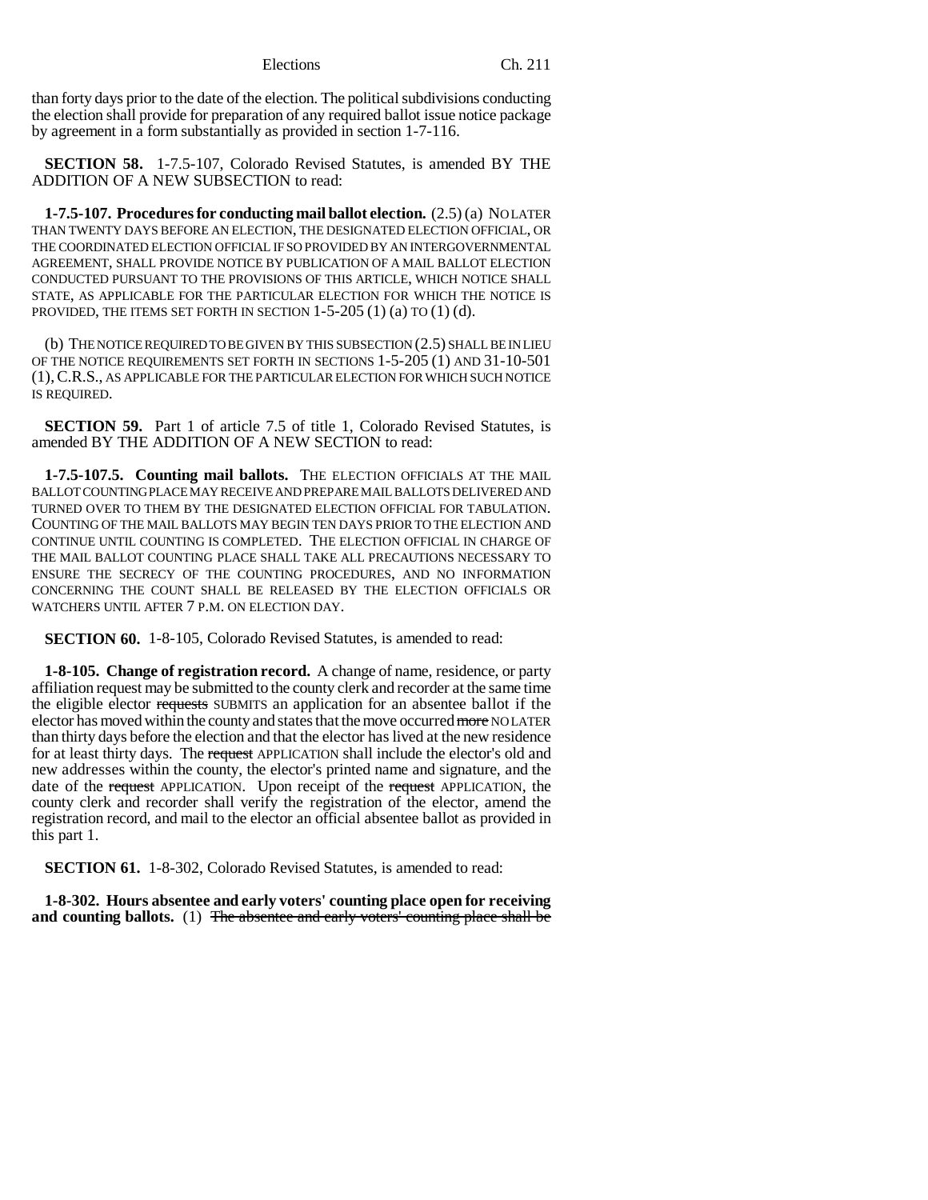than forty days prior to the date of the election. The political subdivisions conducting the election shall provide for preparation of any required ballot issue notice package by agreement in a form substantially as provided in section 1-7-116.

**SECTION 58.** 1-7.5-107, Colorado Revised Statutes, is amended BY THE ADDITION OF A NEW SUBSECTION to read:

**1-7.5-107. Procedures for conducting mail ballot election.** (2.5) (a) NO LATER THAN TWENTY DAYS BEFORE AN ELECTION, THE DESIGNATED ELECTION OFFICIAL, OR THE COORDINATED ELECTION OFFICIAL IF SO PROVIDED BY AN INTERGOVERNMENTAL AGREEMENT, SHALL PROVIDE NOTICE BY PUBLICATION OF A MAIL BALLOT ELECTION CONDUCTED PURSUANT TO THE PROVISIONS OF THIS ARTICLE, WHICH NOTICE SHALL STATE, AS APPLICABLE FOR THE PARTICULAR ELECTION FOR WHICH THE NOTICE IS PROVIDED, THE ITEMS SET FORTH IN SECTION 1-5-205 (1) (a) TO (1) (d).

(b) THE NOTICE REQUIRED TO BE GIVEN BY THIS SUBSECTION (2.5) SHALL BE IN LIEU OF THE NOTICE REQUIREMENTS SET FORTH IN SECTIONS 1-5-205 (1) AND 31-10-501 (1), C.R.S., AS APPLICABLE FOR THE PARTICULAR ELECTION FOR WHICH SUCH NOTICE IS REQUIRED.

**SECTION 59.** Part 1 of article 7.5 of title 1, Colorado Revised Statutes, is amended BY THE ADDITION OF A NEW SECTION to read:

**1-7.5-107.5. Counting mail ballots.** THE ELECTION OFFICIALS AT THE MAIL BALLOT COUNTING PLACE MAY RECEIVE AND PREPARE MAIL BALLOTS DELIVERED AND TURNED OVER TO THEM BY THE DESIGNATED ELECTION OFFICIAL FOR TABULATION. COUNTING OF THE MAIL BALLOTS MAY BEGIN TEN DAYS PRIOR TO THE ELECTION AND CONTINUE UNTIL COUNTING IS COMPLETED. THE ELECTION OFFICIAL IN CHARGE OF THE MAIL BALLOT COUNTING PLACE SHALL TAKE ALL PRECAUTIONS NECESSARY TO ENSURE THE SECRECY OF THE COUNTING PROCEDURES, AND NO INFORMATION CONCERNING THE COUNT SHALL BE RELEASED BY THE ELECTION OFFICIALS OR WATCHERS UNTIL AFTER 7 P.M. ON ELECTION DAY.

**SECTION 60.** 1-8-105, Colorado Revised Statutes, is amended to read:

**1-8-105. Change of registration record.** A change of name, residence, or party affiliation request may be submitted to the county clerk and recorder at the same time the eligible elector ~~requests~~ SUBMITS an application for an absentee ballot if the elector has moved within the county and states that the move occurred ~~more~~ NO LATER than thirty days before the election and that the elector has lived at the new residence for at least thirty days. The ~~request~~ APPLICATION shall include the elector's old and new addresses within the county, the elector's printed name and signature, and the date of the ~~request~~ APPLICATION. Upon receipt of the ~~request~~ APPLICATION, the county clerk and recorder shall verify the registration of the elector, amend the registration record, and mail to the elector an official absentee ballot as provided in this part 1.

**SECTION 61.** 1-8-302, Colorado Revised Statutes, is amended to read:

**1-8-302. Hours absentee and early voters' counting place open for receiving and counting ballots.** (1) ~~The absentee and early voters' counting place shall be~~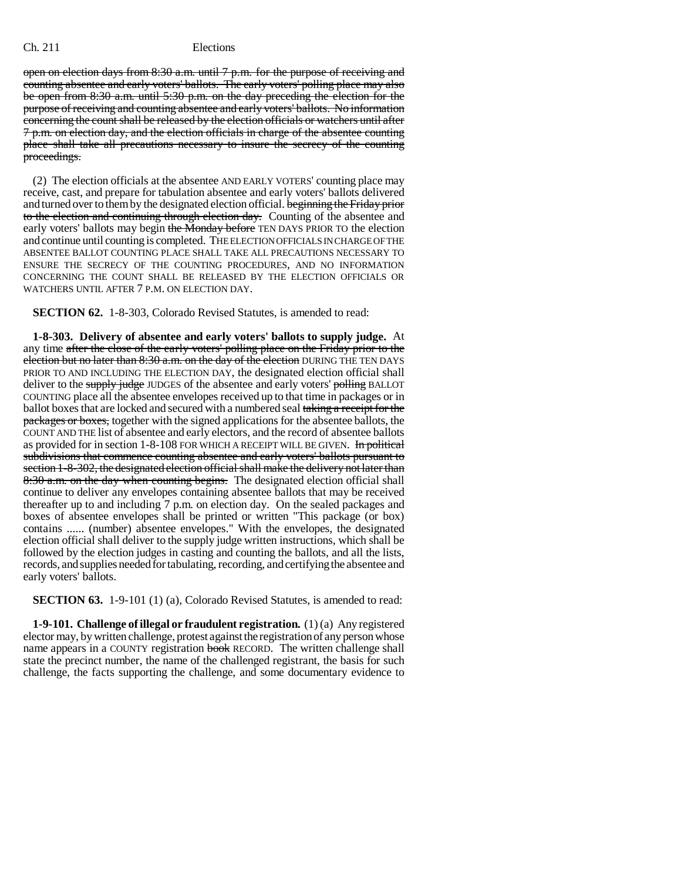open on election days from 8:30 a.m. until 7 p.m. for the purpose of receiving and counting absentee and early voters' ballots. The early voters' polling place may also be open from 8:30 a.m. until 5:30 p.m. on the day preceding the election for the purpose of receiving and counting absentee and early voters' ballots. No information concerning the count shall be released by the election officials or watchers until after 7 p.m. on election day, and the election officials in charge of the absentee counting place shall take all precautions necessary to insure the secrecy of the counting proceedings.

(2) The election officials at the absentee AND EARLY VOTERS' counting place may receive, cast, and prepare for tabulation absentee and early voters' ballots delivered and turned over to them by the designated election official. beginning the Friday prior to the election and continuing through election day. Counting of the absentee and early voters' ballots may begin the Monday before TEN DAYS PRIOR TO the election and continue until counting is completed. THE ELECTION OFFICIALS IN CHARGE OF THE ABSENTEE BALLOT COUNTING PLACE SHALL TAKE ALL PRECAUTIONS NECESSARY TO ENSURE THE SECRECY OF THE COUNTING PROCEDURES, AND NO INFORMATION CONCERNING THE COUNT SHALL BE RELEASED BY THE ELECTION OFFICIALS OR WATCHERS UNTIL AFTER 7 P.M. ON ELECTION DAY.

**SECTION 62.** 1-8-303, Colorado Revised Statutes, is amended to read:

**1-8-303. Delivery of absentee and early voters' ballots to supply judge.** At any time after the close of the early voters' polling place on the Friday prior to the election but no later than 8:30 a.m. on the day of the election DURING THE TEN DAYS PRIOR TO AND INCLUDING THE ELECTION DAY, the designated election official shall deliver to the supply judge JUDGES of the absentee and early voters' polling BALLOT COUNTING place all the absentee envelopes received up to that time in packages or in ballot boxes that are locked and secured with a numbered seal taking a receipt for the packages or boxes, together with the signed applications for the absentee ballots, the COUNT AND THE list of absentee and early electors, and the record of absentee ballots as provided for in section 1-8-108 FOR WHICH A RECEIPT WILL BE GIVEN. In political subdivisions that commence counting absentee and early voters' ballots pursuant to section 1-8-302, the designated election official shall make the delivery not later than 8:30 a.m. on the day when counting begins. The designated election official shall continue to deliver any envelopes containing absentee ballots that may be received thereafter up to and including 7 p.m. on election day. On the sealed packages and boxes of absentee envelopes shall be printed or written "This package (or box) contains ...... (number) absentee envelopes." With the envelopes, the designated election official shall deliver to the supply judge written instructions, which shall be followed by the election judges in casting and counting the ballots, and all the lists, records, and supplies needed for tabulating, recording, and certifying the absentee and early voters' ballots.

**SECTION 63.** 1-9-101 (1) (a), Colorado Revised Statutes, is amended to read:

**1-9-101. Challenge of illegal or fraudulent registration.** (1) (a) Any registered elector may, by written challenge, protest against the registration of any person whose name appears in a COUNTY registration book RECORD. The written challenge shall state the precinct number, the name of the challenged registrant, the basis for such challenge, the facts supporting the challenge, and some documentary evidence to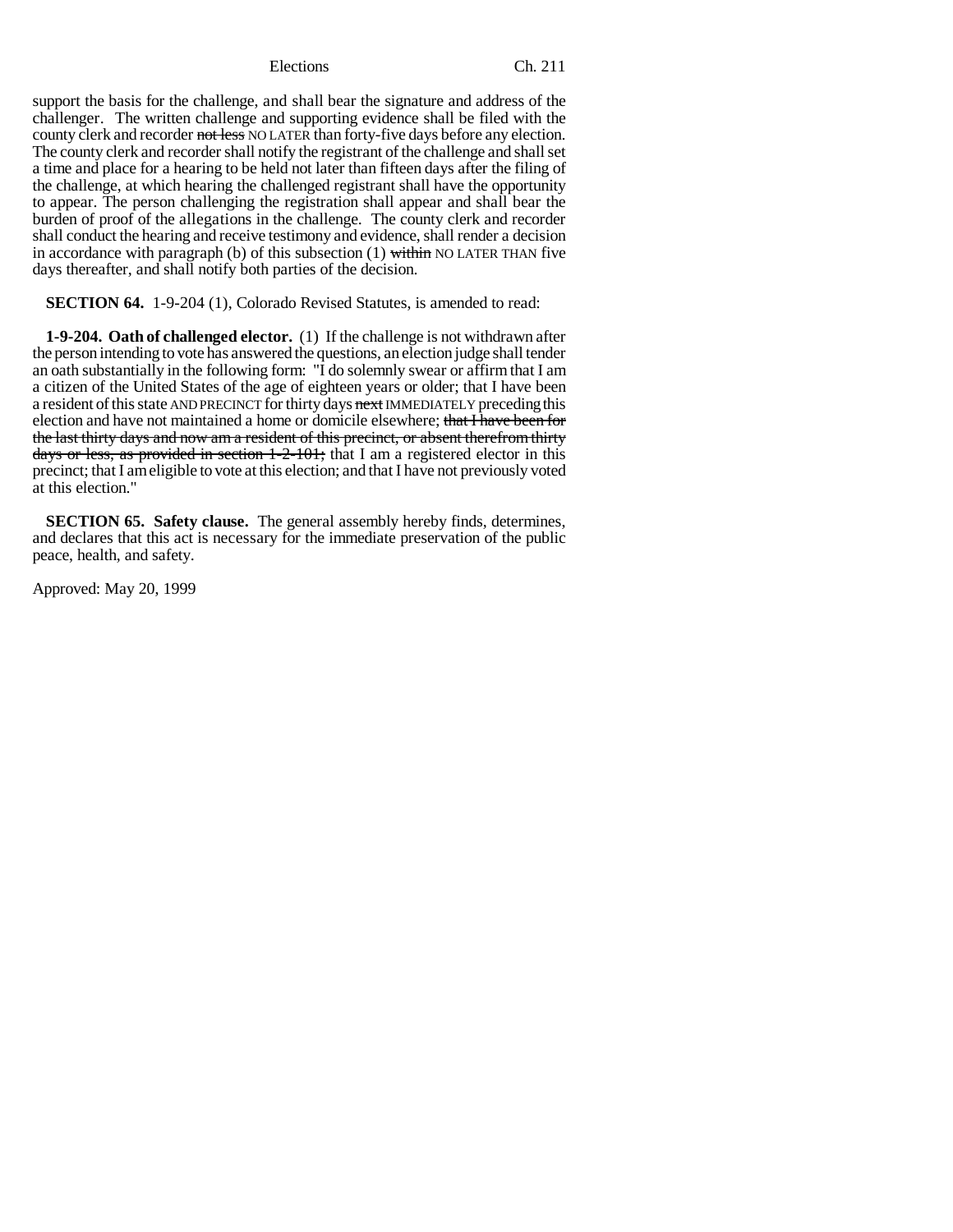support the basis for the challenge, and shall bear the signature and address of the challenger. The written challenge and supporting evidence shall be filed with the county clerk and recorder ~~not less~~ NO LATER than forty-five days before any election. The county clerk and recorder shall notify the registrant of the challenge and shall set a time and place for a hearing to be held not later than fifteen days after the filing of the challenge, at which hearing the challenged registrant shall have the opportunity to appear. The person challenging the registration shall appear and shall bear the burden of proof of the allegations in the challenge. The county clerk and recorder shall conduct the hearing and receive testimony and evidence, shall render a decision in accordance with paragraph (b) of this subsection (1) ~~within~~ NO LATER THAN five days thereafter, and shall notify both parties of the decision.

**SECTION 64.** 1-9-204 (1), Colorado Revised Statutes, is amended to read:

**1-9-204. Oath of challenged elector.** (1) If the challenge is not withdrawn after the person intending to vote has answered the questions, an election judge shall tender an oath substantially in the following form: "I do solemnly swear or affirm that I am a citizen of the United States of the age of eighteen years or older; that I have been a resident of this state AND PRECINCT for thirty days ~~next~~ IMMEDIATELY preceding this election and have not maintained a home or domicile elsewhere; ~~that I have been for the last thirty days and now am a resident of this precinct, or absent therefrom thirty days or less, as provided in section 1-2-101;~~ that I am a registered elector in this precinct; that I am eligible to vote at this election; and that I have not previously voted at this election."

**SECTION 65. Safety clause.** The general assembly hereby finds, determines, and declares that this act is necessary for the immediate preservation of the public peace, health, and safety.

Approved: May 20, 1999